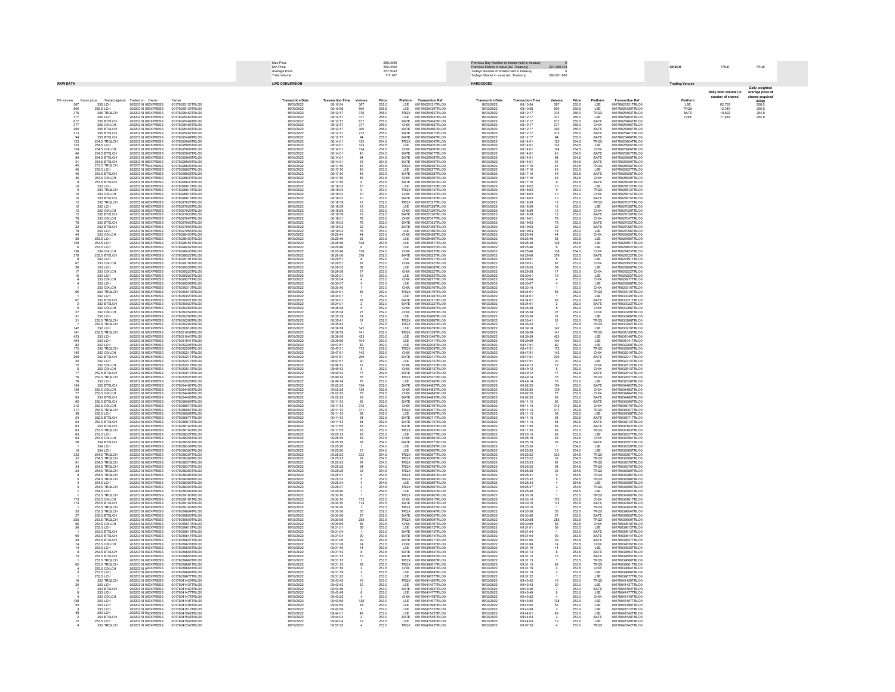| Max Price | 260.0000 |
|---|---|
| Min Price | 252.0000 |
| Average Price | 257.9042 |
| Total Volume | 117,767 |

| Previous Day Number of shares held in treasury | 0 |
|---|---|
| Previous Shares in issue (ex. Treasury) | 291,069,433 |
| Todays Number of shares held in treasury | 0 |
| Todays Shares in issue (ex. Treasury) | 290,951,666 |

| CHECK | TRUE | TRUE |
|---|---|---|

## RAW DATA

| Fill volume | Gross price | Traded against | Traded on | Owner | Owner |
|---|---|---|---|---|---|
| 367 | 255 | LCH | 20220318 | 08EXPRESS | 00178025121TRLO0 |
| 500 | 255.5 | LCH | 20220318 | 08EXPRESS | 00178025129TRLO0 |
| 376 | 255 | TRQLCH | 20220318 | 08EXPRESS | 00178025462TRLO0 |
| 377 | 255 | LCH | 20220318 | 08EXPRESS | 00178025463TRLO0 |
| 617 | 255 | BTELCH | 20220318 | 08EXPRESS | 00178025464TRLO0 |
| 377 | 255 | CXLCH | 20220318 | 08EXPRESS | 00178025465TRLO0 |
| 300 | 255 | BTELCH | 20220318 | 08EXPRESS | 00178025466TRLO0 |
| 213 | 255 | BTELCH | 20220318 | 08EXPRESS | 00178025467TRLO0 |
| 94 | 255 | BTELCH | 20220318 | 08EXPRESS | 00178025468TRLO0 |
| 123 | 254.5 | TRQLCH | 20220318 | 08EXPRESS | 00178025904TRLO0 |
| 123 | 254.5 | LCH | 20220318 | 08EXPRESS | 00178025905TRLO0 |
| 124 | 254.5 | CXLCH | 20220318 | 08EXPRESS | 00178025906TRLO0 |
| 40 | 254.5 | BTELCH | 20220318 | 08EXPRESS | 00178025907TRLO0 |
| 84 | 254.5 | BTELCH | 20220318 | 08EXPRESS | 00178025908TRLO0 |
| 31 | 254.5 | BTELCH | 20220318 | 08EXPRESS | 00178025909TRLO0 |
| 45 | 253.5 | TRQLCH | 20220318 | 08EXPRESS | 00178026626TRLO0 |
| 45 | 253.5 | LCH | 20220318 | 08EXPRESS | 00178026627TRLO0 |
| 46 | 253.5 | BTELCH | 20220318 | 08EXPRESS | 00178026628TRLO0 |
| 45 | 253.5 | CXLCH | 20220318 | 08EXPRESS | 00178026629TRLO0 |
| 9 | 253.5 | BTELCH | 20220318 | 08EXPRESS | 00178026630TRLO0 |
| 10 | 253 | LCH | 20220318 | 08EXPRESS | 00178026812TRLO0 |
| 9 | 253 | TRQLCH | 20220318 | 08EXPRESS | 00178026813TRLO0 |
| 10 | 253 | CXLCH | 20220318 | 08EXPRESS | 00178026814TRLO0 |
| 10 | 253 | BTELCH | 20220318 | 08EXPRESS | 00178026815TRLO0 |
| 12 | 252 | TRQLCH | 20220318 | 08EXPRESS | 00178027027TRLO0 |
| 12 | 252 | LCH | 20220318 | 08EXPRESS | 00178027028TRLO0 |
| 12 | 252 | CXLCH | 20220318 | 08EXPRESS | 00178027029TRLO0 |
| 12 | 252 | BTELCH | 20220318 | 08EXPRESS | 00178027030TRLO0 |
| 78 | 253 | CXLCH | 20220318 | 08EXPRESS | 00178027047TRLO0 |
| 78 | 252 | BTELCH | 20220318 | 08EXPRESS | 00178027053TRLO0 |
| 22 | 252 | BTELCH | 20220318 | 08EXPRESS | 00178027055TRLO0 |
| 78 | 253 | LCH | 20220318 | 08EXPRESS | 00178027056TRLO0 |
| 44 | 253 | CXLCH | 20220318 | 08EXPRESS | 00178028426TRLO0 |
| 28 | 253.5 | LCH | 20220318 | 08EXPRESS | 00178028450TRLO0 |
| 128 | 253.5 | LCH | 20220318 | 08EXPRESS | 00178028451TRLO0 |
| 6 | 253.5 | LCH | 20220318 | 08EXPRESS | 00178028452TRLO0 |
| 138 | 254 | CXLCH | 20220318 | 08EXPRESS | 00178028453TRLO0 |
| 378 | 252.5 | BTELCH | 20220318 | 08EXPRESS | 00178028522TRLO0 |
| 8 | 252 | LCH | 20220318 | 08EXPRESS | 00178029191TRLO0 |
| 67 | 253 | CXLCH | 20220318 | 08EXPRESS | 00178029192TRLO0 |
| 58 | 253 | LCH | 20220318 | 08EXPRESS | 00178029208TRLO0 |
| 17 | 253 | CXLCH | 20220318 | 08EXPRESS | 00178029222TRLO0 |
| 15 | 253 | LCH | 20220318 | 08EXPRESS | 00178029252TRLO0 |
| 4 | 253 | CXLCH | 20220318 | 08EXPRESS | 00178029277TRLO0 |
| 4 | 253 | LCH | 20220318 | 08EXPRESS | 00178029298TRLO0 |
| 1 | 253 | CXLCH | 20220318 | 08EXPRESS | 00178029310TRLO0 |
| 66 | 252 | TRQLCH | 20220318 | 08EXPRESS | 00178030019TRLO0 |
| 1 | 252 | LCH | 20220318 | 08EXPRESS | 00178030020TRLO0 |
| 67 | 252 | BTELCH | 20220318 | 08EXPRESS | 00178030021TRLO0 |
| 2 | 252 | BTELCH | 20220318 | 08EXPRESS | 00178030022TRLO0 |
| 5 | 252 | CXLCH | 20220318 | 08EXPRESS | 00178030258TRLO0 |
| 27 | 252 | CXLCH | 20220318 | 08EXPRESS | 00178030259TRLO0 |
| 31 | 252 | LCH | 20220318 | 08EXPRESS | 00178030266TRLO0 |
| 31 | 252.5 | TRQLCH | 20220318 | 08EXPRESS | 00178030288TRLO0 |
| 7 | 252.5 | TRQLCH | 20220318 | 08EXPRESS | 00178030292TRLO0 |
| 142 | 252 | LCH | 20220318 | 08EXPRESS | 00178030919TRLO0 |
| 141 | 252.5 | TRQLCH | 20220318 | 08EXPRESS | 00178031039TRLO0 |
| 423 | 253 | LCH | 20220318 | 08EXPRESS | 00178031040TRLO0 |
| 104 | 253 | LCH | 20220318 | 08EXPRESS | 00178031041TRLO0 |
| 82 | 252 | LCH | 20220318 | 08EXPRESS | 00178032208TRLO0 |
| 172 | 252 | TRQLCH | 20220318 | 08EXPRESS | 00178032209TRLO0 |
| 142 | 252 | CXLCH | 20220318 | 08EXPRESS | 00178032210TRLO0 |
| 209 | 252 | BTELCH | 20220318 | 08EXPRESS | 00178032211TRLO0 |
| 20 | 252 | LCH | 20220318 | 08EXPRESS | 00178032212TRLO0 |
| 72 | 252 | CXLCH | 20220318 | 08EXPRESS | 00178032512TRLO0 |
| 5 | 252 | CXLCH | 20220318 | 08EXPRESS | 00178032513TRLO0 |
| 77 | 252.5 | BTELCH | 20220318 | 08EXPRESS | 00178032514TRLO0 |
| 76 | 252.5 | TRQLCH | 20220318 | 08EXPRESS | 00178032527TRLO0 |
| 76 | 253 | LCH | 20220318 | 08EXPRESS | 00178032528TRLO0 |
| 154 | 252 | BTELCH | 20220318 | 08EXPRESS | 00178034482TRLO0 |
| 139 | 252.5 | CXLCH | 20220318 | 08EXPRESS | 00178034483TRLO0 |
| 77 | 252.5 | CXLCH | 20220318 | 08EXPRESS | 00178034484TRLO0 |
| 63 | 253 | BTELCH | 20220318 | 08EXPRESS | 00178034485TRLO0 |
| 65 | 252.5 | BTELCH | 20220318 | 08EXPRESS | 00178036069TRLO0 |
| 312 | 252.5 | CXLCH | 20220318 | 08EXPRESS | 00178036070TRLO0 |
| 311 | 252.5 | TRQLCH | 20220318 | 08EXPRESS | 00178036067TRLO0 |
| 38 | 252.5 | LCH | 20220318 | 08EXPRESS | 00178036068TRLO0 |
| 24 | 252.5 | BTELCH | 20220318 | 08EXPRESS | 00178036071TRLO0 |
| 54 | 252.5 | BTELCH | 20220318 | 08EXPRESS | 00178036072TRLO0 |
| 63 | 253 | BTELCH | 20220318 | 08EXPRESS | 00178036162TRLO0 |
| 63 | 253.5 | TRQLCH | 20220318 | 08EXPRESS | 00178036163TRLO0 |
| 63 | 253.5 | LCH | 20220318 | 08EXPRESS | 00178038337TRLO0 |
| 63 | 253.5 | CXLCH | 20220318 | 08EXPRESS | 00178038356TRLO0 |
| 26 | 254 | BTELCH | 20220318 | 08EXPRESS | 00178038357TRLO0 |
| 1 | 254 | LCH | 20220318 | 08EXPRESS | 00178038359TRLO0 |
| 15 | 254 | LCH | 20220318 | 08EXPRESS | 00178038360TRLO0 |
| 333 | 254.5 | TRQLCH | 20220318 | 08EXPRESS | 00178038367TRLO0 |
| 32 | 254.5 | TRQLCH | 20220318 | 08EXPRESS | 00178038368TRLO0 |
| 91 | 254.5 | TRQLCH | 20220318 | 08EXPRESS | 00178038370TRLO0 |
| 34 | 254.5 | TRQLCH | 20220318 | 08EXPRESS | 00178038376TRLO0 |
| 23 | 254.5 | TRQLCH | 20220318 | 08EXPRESS | 00178038380TRLO0 |
| 9 | 254.5 | TRQLCH | 20220318 | 08EXPRESS | 00178038385TRLO0 |
| 5 | 254.5 | TRQLCH | 20220318 | 08EXPRESS | 00178038388TRLO0 |
| 4 | 254.5 | LCH | 20220318 | 08EXPRESS | 00178038389TRLO0 |
| 3 | 254.5 | TRQLCH | 20220318 | 08EXPRESS | 00178038390TRLO0 |
| 1 | 254.5 | LCH | 20220318 | 08EXPRESS | 00178038392TRLO0 |
| 1 | 253.5 | TRQLCH | 20220318 | 08EXPRESS | 00178039180TRLO0 |
| 173 | 253.5 | CXLCH | 20220318 | 08EXPRESS | 00178039181TRLO0 |
| 174 | 253.5 | BTELCH | 20220318 | 08EXPRESS | 00178039182TRLO0 |
| 1 | 253.5 | TRQLCH | 20220318 | 08EXPRESS | 00178039183TRLO0 |
| 55 | 252.5 | TRQLCH | 20220318 | 08EXPRESS | 00178039604TRLO0 |
| 27 | 252.5 | BTELCH | 20220318 | 08EXPRESS | 00178039605TRLO0 |
| 255 | 253.5 | TRQLCH | 20220318 | 08EXPRESS | 00178039609TRLO0 |
| 56 | 253.5 | CXLCH | 20220318 | 08EXPRESS | 00178039610TRLO0 |
| 56 | 253.5 | LCH | 20220318 | 08EXPRESS | 00178039612TRLO0 |
| 1 | 253.5 | BTELCH | 20220318 | 08EXPRESS | 00178039613TRLO0 |
| 90 | 253.5 | BTELCH | 20220318 | 08EXPRESS | 00178039614TRLO0 |
| 29 | 253.5 | BTELCH | 20220318 | 08EXPRESS | 00178039627TRLO0 |
| 14 | 253.5 | CXLCH | 20220318 | 08EXPRESS | 00178039635TRLO0 |
| 14 | 253.5 | LCH | 20220318 | 08EXPRESS | 00178039636TRLO0 |
| 8 | 253.5 | BTELCH | 20220318 | 08EXPRESS | 00178039654TRLO0 |
| 15 | 253.5 | BTELCH | 20220318 | 08EXPRESS | 00178039655TRLO0 |
| 1 | 253.5 | TRQLCH | 20220318 | 08EXPRESS | 00178039660TRLO0 |
| 62 | 253.5 | TRQLCH | 20220318 | 08EXPRESS | 00178039661TRLO0 |
| 4 | 253.5 | CXLCH | 20220318 | 08EXPRESS | 00178039664TRLO0 |
| 3 | 253.5 | LCH | 20220318 | 08EXPRESS | 00178039668TRLO0 |
| 1 | 253.5 | LCH | 20220318 | 08EXPRESS | 00178039677TRLO0 |
| 16 | 253 | TRQLCH | 20220318 | 08EXPRESS | 00178041429TRLO0 |
| 30 | 253 | LCH | 20220318 | 08EXPRESS | 00178041437TRLO0 |
| 7 | 253 | BTELCH | 20220318 | 08EXPRESS | 00178041462TRLO0 |
| 8 | 253 | LCH | 20220318 | 08EXPRESS | 00178041477TRLO0 |
| 4 | 253 | CXLCH | 20220318 | 08EXPRESS | 00178041478TRLO0 |
| 138 | 253 | LCH | 20220318 | 08EXPRESS | 00178041497TRLO0 |
| 53 | 253 | LCH | 20220318 | 08EXPRESS | 00178041498TRLO0 |
| 3 | 253 | LCH | 20220318 | 08EXPRESS | 00178041512TRLO0 |
| 48 | 253 | LCH | 20220318 | 08EXPRESS | 00178041542TRLO0 |
| 2 | 253 | BTELCH | 20220318 | 08EXPRESS | 00178041548TRLO0 |
| 12 | 253.5 | LCH | 20220318 | 08EXPRESS | 00178041549TRLO0 |
| 4 | 253 | TRQLCH | 20220318 | 08EXPRESS | 00178043742TRLO0 |

## LIVE CONVERSION

| Transaction Date | Transaction Time | Volume | Price | Platform | Transaction Ref |
|---|---|---|---|---|---|
| 18/03/2022 | 08:10:54 | 367 | 255.0 | LSE | 00178025121TRLO0 |
| 18/03/2022 | 08:10:58 | 500 | 255.5 | LSE | 00178025129TRLO0 |
| 18/03/2022 | 08:12:17 | 376 | 255.0 | TRQX | 00178025462TRLO0 |
| 18/03/2022 | 08:12:17 | 377 | 255.0 | LSE | 00178025463TRLO0 |
| 18/03/2022 | 08:12:17 | 617 | 255.0 | BATE | 00178025464TRLO0 |
| 18/03/2022 | 08:12:17 | 377 | 255.0 | CHIX | 00178025465TRLO0 |
| 18/03/2022 | 08:12:17 | 300 | 255.0 | BATE | 00178025466TRLO0 |
| 18/03/2022 | 08:12:17 | 213 | 255.0 | BATE | 00178025467TRLO0 |
| 18/03/2022 | 08:12:17 | 94 | 255.0 | BATE | 00178025468TRLO0 |
| 18/03/2022 | 08:14:01 | 123 | 254.5 | TRQX | 00178025904TRLO0 |
| 18/03/2022 | 08:14:01 | 123 | 254.5 | LSE | 00178025905TRLO0 |
| 18/03/2022 | 08:14:01 | 124 | 254.5 | CHIX | 00178025906TRLO0 |
| 18/03/2022 | 08:14:01 | 40 | 254.5 | BATE | 00178025907TRLO0 |
| 18/03/2022 | 08:14:01 | 84 | 254.5 | BATE | 00178025908TRLO0 |
| 18/03/2022 | 08:14:01 | 31 | 254.5 | BATE | 00178025909TRLO0 |
| 18/03/2022 | 08:17:10 | 45 | 253.5 | TRQX | 00178026626TRLO0 |
| 18/03/2022 | 08:17:10 | 45 | 253.5 | LSE | 00178026627TRLO0 |
| 18/03/2022 | 08:17:10 | 46 | 253.5 | BATE | 00178026628TRLO0 |
| 18/03/2022 | 08:17:10 | 45 | 253.5 | CHIX | 00178026629TRLO0 |
| 18/03/2022 | 08:17:10 | 9 | 253.5 | BATE | 00178026630TRLO0 |
| 18/03/2022 | 08:18:02 | 10 | 253.0 | LSE | 00178026812TRLO0 |
| 18/03/2022 | 08:18:02 | 9 | 253.0 | TRQX | 00178026813TRLO0 |
| 18/03/2022 | 08:18:02 | 10 | 253.0 | CHIX | 00178026814TRLO0 |
| 18/03/2022 | 08:18:02 | 10 | 253.0 | BATE | 00178026815TRLO0 |
| 18/03/2022 | 08:18:59 | 12 | 252.0 | TRQX | 00178027027TRLO0 |
| 18/03/2022 | 08:18:59 | 12 | 252.0 | LSE | 00178027028TRLO0 |
| 18/03/2022 | 08:18:59 | 12 | 252.0 | CHIX | 00178027029TRLO0 |
| 18/03/2022 | 08:18:59 | 12 | 252.0 | BATE | 00178027030TRLO0 |
| 18/03/2022 | 08:19:01 | 78 | 253.0 | CHIX | 00178027047TRLO0 |
| 18/03/2022 | 08:19:03 | 78 | 252.0 | BATE | 00178027053TRLO0 |
| 18/03/2022 | 08:19:03 | 22 | 252.0 | BATE | 00178027055TRLO0 |
| 18/03/2022 | 08:19:03 | 78 | 253.0 | LSE | 00178027056TRLO0 |
| 18/03/2022 | 08:25:44 | 44 | 253.0 | CHIX | 00178028426TRLO0 |
| 18/03/2022 | 08:25:46 | 28 | 253.5 | LSE | 00178028450TRLO0 |
| 18/03/2022 | 08:25:46 | 128 | 253.5 | LSE | 00178028451TRLO0 |
| 18/03/2022 | 08:25:46 | 6 | 253.5 | LSE | 00178028452TRLO0 |
| 18/03/2022 | 08:25:46 | 138 | 254.0 | CHIX | 00178028453TRLO0 |
| 18/03/2022 | 08:26:06 | 378 | 252.5 | BATE | 00178028522TRLO0 |
| 18/03/2022 | 08:29:51 | 8 | 252.0 | LSE | 00178029191TRLO0 |
| 18/03/2022 | 08:29:51 | 67 | 253.0 | CHIX | 00178029192TRLO0 |
| 18/03/2022 | 08:29:55 | 58 | 253.0 | LSE | 00178029208TRLO0 |
| 18/03/2022 | 08:29:58 | 17 | 253.0 | CHIX | 00178029222TRLO0 |
| 18/03/2022 | 08:30:01 | 15 | 253.0 | LSE | 00178029252TRLO0 |
| 18/03/2022 | 08:30:04 | 4 | 253.0 | CHIX | 00178029277TRLO0 |
| 18/03/2022 | 08:30:07 | 4 | 253.0 | LSE | 00178029298TRLO0 |
| 18/03/2022 | 08:30:10 | 1 | 253.0 | CHIX | 00178029310TRLO0 |
| 18/03/2022 | 08:34:01 | 66 | 252.0 | TRQX | 00178030019TRLO0 |
| 18/03/2022 | 08:34:01 | 1 | 252.0 | LSE | 00178030020TRLO0 |
| 18/03/2022 | 08:34:01 | 67 | 252.0 | BATE | 00178030021TRLO0 |
| 18/03/2022 | 08:34:01 | 2 | 252.0 | BATE | 00178030022TRLO0 |
| 18/03/2022 | 08:35:38 | 5 | 252.0 | CHIX | 00178030258TRLO0 |
| 18/03/2022 | 08:35:38 | 27 | 252.0 | CHIX | 00178030259TRLO0 |
| 18/03/2022 | 08:35:39 | 31 | 252.0 | LSE | 00178030266TRLO0 |
| 18/03/2022 | 08:35:41 | 31 | 252.5 | TRQX | 00178030288TRLO0 |
| 18/03/2022 | 08:35:43 | 7 | 252.5 | TRQX | 00178030292TRLO0 |
| 18/03/2022 | 08:39:18 | 142 | 252.0 | LSE | 00178030919TRLO0 |
| 18/03/2022 | 08:39:59 | 141 | 252.5 | TRQX | 00178031039TRLO0 |
| 18/03/2022 | 08:39:59 | 423 | 253.0 | LSE | 00178031040TRLO0 |
| 18/03/2022 | 08:39:59 | 104 | 253.0 | LSE | 00178031041TRLO0 |
| 18/03/2022 | 08:47:51 | 82 | 252.0 | LSE | 00178032208TRLO0 |
| 18/03/2022 | 08:47:51 | 172 | 252.0 | TRQX | 00178032209TRLO0 |
| 18/03/2022 | 08:47:51 | 142 | 252.0 | CHIX | 00178032210TRLO0 |
| 18/03/2022 | 08:47:51 | 209 | 252.0 | BATE | 00178032211TRLO0 |
| 18/03/2022 | 08:47:51 | 20 | 252.0 | LSE | 00178032212TRLO0 |
| 18/03/2022 | 08:49:12 | 72 | 252.0 | CHIX | 00178032512TRLO0 |
| 18/03/2022 | 08:49:12 | 5 | 252.0 | CHIX | 00178032513TRLO0 |
| 18/03/2022 | 08:49:12 | 77 | 252.5 | BATE | 00178032514TRLO0 |
| 18/03/2022 | 08:49:14 | 76 | 252.5 | TRQX | 00178032527TRLO0 |
| 18/03/2022 | 08:49:14 | 76 | 253.0 | LSE | 00178032528TRLO0 |
| 18/03/2022 | 09:02:25 | 154 | 252.0 | BATE | 00178034482TRLO0 |
| 18/03/2022 | 09:02:25 | 139 | 252.5 | CHIX | 00178034483TRLO0 |
| 18/03/2022 | 09:02:25 | 77 | 252.5 | CHIX | 00178034484TRLO0 |
| 18/03/2022 | 09:02:25 | 63 | 253.0 | BATE | 00178034485TRLO0 |
| 18/03/2022 | 09:11:13 | 65 | 252.5 | BATE | 00178036069TRLO0 |
| 18/03/2022 | 09:11:13 | 312 | 252.5 | CHIX | 00178036070TRLO0 |
| 18/03/2022 | 09:11:13 | 311 | 252.5 | TRQX | 00178036067TRLO0 |
| 18/03/2022 | 09:11:13 | 38 | 252.5 | LSE | 00178036068TRLO0 |
| 18/03/2022 | 09:11:13 | 24 | 252.5 | BATE | 00178036071TRLO0 |
| 18/03/2022 | 09:11:13 | 54 | 252.5 | BATE | 00178036072TRLO0 |
| 18/03/2022 | 09:11:55 | 63 | 253.0 | BATE | 00178036162TRLO0 |
| 18/03/2022 | 09:11:55 | 63 | 253.5 | TRQX | 00178036163TRLO0 |
| 18/03/2022 | 09:25:15 | 63 | 253.5 | LSE | 00178038337TRLO0 |
| 18/03/2022 | 09:25:19 | 63 | 253.5 | CHIX | 00178038356TRLO0 |
| 18/03/2022 | 09:25:19 | 26 | 254.0 | BATE | 00178038357TRLO0 |
| 18/03/2022 | 09:25:20 | 1 | 254.0 | LSE | 00178038359TRLO0 |
| 18/03/2022 | 09:25:20 | 15 | 254.0 | LSE | 00178038360TRLO0 |
| 18/03/2022 | 09:25:22 | 333 | 254.5 | TRQX | 00178038367TRLO0 |
| 18/03/2022 | 09:25:22 | 32 | 254.5 | TRQX | 00178038368TRLO0 |
| 18/03/2022 | 09:25:23 | 91 | 254.5 | TRQX | 00178038370TRLO0 |
| 18/03/2022 | 09:25:25 | 34 | 254.5 | TRQX | 00178038376TRLO0 |
| 18/03/2022 | 09:25:28 | 23 | 254.5 | TRQX | 00178038380TRLO0 |
| 18/03/2022 | 09:25:31 | 9 | 254.5 | TRQX | 00178038385TRLO0 |
| 18/03/2022 | 09:25:32 | 5 | 254.5 | TRQX | 00178038388TRLO0 |
| 18/03/2022 | 09:25:34 | 4 | 254.5 | LSE | 00178038389TRLO0 |
| 18/03/2022 | 09:25:37 | 3 | 254.5 | TRQX | 00178038390TRLO0 |
| 18/03/2022 | 09:25:40 | 1 | 254.5 | LSE | 00178038392TRLO0 |
| 18/03/2022 | 09:30:10 | 1 | 253.5 | TRQX | 00178039180TRLO0 |
| 18/03/2022 | 09:30:10 | 173 | 253.5 | CHIX | 00178039181TRLO0 |
| 18/03/2022 | 09:30:10 | 174 | 253.5 | BATE | 00178039182TRLO0 |
| 18/03/2022 | 09:30:10 | 1 | 253.5 | TRQX | 00178039183TRLO0 |
| 18/03/2022 | 09:30:56 | 55 | 252.5 | TRQX | 00178039604TRLO0 |
| 18/03/2022 | 09:30:56 | 27 | 252.5 | BATE | 00178039605TRLO0 |
| 18/03/2022 | 09:30:58 | 255 | 253.5 | TRQX | 00178039609TRLO0 |
| 18/03/2022 | 09:30:59 | 56 | 253.5 | CHIX | 00178039610TRLO0 |
| 18/03/2022 | 09:31:01 | 56 | 253.5 | LSE | 00178039612TRLO0 |
| 18/03/2022 | 09:31:04 | 1 | 253.5 | BATE | 00178039613TRLO0 |
| 18/03/2022 | 09:31:04 | 90 | 253.5 | BATE | 00178039614TRLO0 |
| 18/03/2022 | 09:31:06 | 29 | 253.5 | BATE | 00178039627TRLO0 |
| 18/03/2022 | 09:31:08 | 14 | 253.5 | CHIX | 00178039635TRLO0 |
| 18/03/2022 | 09:31:10 | 14 | 253.5 | LSE | 00178039636TRLO0 |
| 18/03/2022 | 09:31:13 | 8 | 253.5 | BATE | 00178039654TRLO0 |
| 18/03/2022 | 09:31:13 | 15 | 253.5 | BATE | 00178039655TRLO0 |
| 18/03/2022 | 09:31:15 | 1 | 253.5 | TRQX | 00178039660TRLO0 |
| 18/03/2022 | 09:31:15 | 62 | 253.5 | TRQX | 00178039661TRLO0 |
| 18/03/2022 | 09:31:16 | 4 | 253.5 | CHIX | 00178039664TRLO0 |
| 18/03/2022 | 09:31:19 | 3 | 253.5 | LSE | 00178039668TRLO0 |
| 18/03/2022 | 09:31:22 | 1 | 253.5 | LSE | 00178039677TRLO0 |
| 18/03/2022 | 09:43:42 | 16 | 253.0 | TRQX | 00178041429TRLO0 |
| 18/03/2022 | 09:43:43 | 30 | 253.0 | LSE | 00178041437TRLO0 |
| 18/03/2022 | 09:43:46 | 7 | 253.0 | BATE | 00178041462TRLO0 |
| 18/03/2022 | 09:43:49 | 8 | 253.0 | LSE | 00178041477TRLO0 |
| 18/03/2022 | 09:43:52 | 4 | 253.0 | CHIX | 00178041478TRLO0 |
| 18/03/2022 | 09:43:55 | 138 | 253.0 | LSE | 00178041497TRLO0 |
| 18/03/2022 | 09:43:55 | 53 | 253.0 | LSE | 00178041498TRLO0 |
| 18/03/2022 | 09:43:58 | 3 | 253.0 | LSE | 00178041512TRLO0 |
| 18/03/2022 | 09:44:01 | 48 | 253.0 | LSE | 00178041542TRLO0 |
| 18/03/2022 | 09:44:04 | 2 | 253.0 | BATE | 00178041548TRLO0 |
| 18/03/2022 | 09:44:04 | 12 | 253.5 | LSE | 00178041549TRLO0 |
| 18/03/2022 | 09:57:25 | 4 | 253.0 | TRQX | 00178043742TRLO0 |

## HARDCODED

| Transaction Date | Transaction Time | Volume | Price | Platform | Transaction Ref |
|---|---|---|---|---|---|
| 18/03/2022 | 08:10:54 | 367 | 255.0 | LSE | 00178025121TRLO0 |
| 18/03/2022 | 08:10:58 | 500 | 255.5 | LSE | 00178025129TRLO0 |
| 18/03/2022 | 08:12:17 | 376 | 255.0 | TRQX | 00178025462TRLO0 |
| 18/03/2022 | 08:12:17 | 377 | 255.0 | LSE | 00178025463TRLO0 |
| 18/03/2022 | 08:12:17 | 617 | 255.0 | BATE | 00178025464TRLO0 |
| 18/03/2022 | 08:12:17 | 377 | 255.0 | CHIX | 00178025465TRLO0 |
| 18/03/2022 | 08:12:17 | 300 | 255.0 | BATE | 00178025466TRLO0 |
| 18/03/2022 | 08:12:17 | 213 | 255.0 | BATE | 00178025467TRLO0 |
| 18/03/2022 | 08:12:17 | 94 | 255.0 | BATE | 00178025468TRLO0 |
| 18/03/2022 | 08:14:01 | 123 | 254.5 | TRQX | 00178025904TRLO0 |
| 18/03/2022 | 08:14:01 | 123 | 254.5 | LSE | 00178025905TRLO0 |
| 18/03/2022 | 08:14:01 | 124 | 254.5 | CHIX | 00178025906TRLO0 |
| 18/03/2022 | 08:14:01 | 40 | 254.5 | BATE | 00178025907TRLO0 |
| 18/03/2022 | 08:14:01 | 84 | 254.5 | BATE | 00178025908TRLO0 |
| 18/03/2022 | 08:14:01 | 31 | 254.5 | BATE | 00178025909TRLO0 |
| 18/03/2022 | 08:17:10 | 45 | 253.5 | TRQX | 00178026626TRLO0 |
| 18/03/2022 | 08:17:10 | 45 | 253.5 | LSE | 00178026627TRLO0 |
| 18/03/2022 | 08:17:10 | 46 | 253.5 | BATE | 00178026628TRLO0 |
| 18/03/2022 | 08:17:10 | 45 | 253.5 | CHIX | 00178026629TRLO0 |
| 18/03/2022 | 08:17:10 | 9 | 253.5 | BATE | 00178026630TRLO0 |
| 18/03/2022 | 08:18:02 | 10 | 253.0 | LSE | 00178026812TRLO0 |
| 18/03/2022 | 08:18:02 | 9 | 253.0 | TRQX | 00178026813TRLO0 |
| 18/03/2022 | 08:18:02 | 10 | 253.0 | CHIX | 00178026814TRLO0 |
| 18/03/2022 | 08:18:02 | 10 | 253.0 | BATE | 00178026815TRLO0 |
| 18/03/2022 | 08:18:59 | 12 | 252.0 | TRQX | 00178027027TRLO0 |
| 18/03/2022 | 08:18:59 | 12 | 252.0 | LSE | 00178027028TRLO0 |
| 18/03/2022 | 08:18:59 | 12 | 252.0 | CHIX | 00178027029TRLO0 |
| 18/03/2022 | 08:18:59 | 12 | 252.0 | BATE | 00178027030TRLO0 |
| 18/03/2022 | 08:19:01 | 78 | 253.0 | CHIX | 00178027047TRLO0 |
| 18/03/2022 | 08:19:03 | 78 | 252.0 | BATE | 00178027053TRLO0 |
| 18/03/2022 | 08:19:03 | 22 | 252.0 | BATE | 00178027055TRLO0 |
| 18/03/2022 | 08:19:03 | 78 | 253.0 | LSE | 00178027056TRLO0 |
| 18/03/2022 | 08:25:44 | 44 | 253.0 | CHIX | 00178028426TRLO0 |
| 18/03/2022 | 08:25:46 | 28 | 253.5 | LSE | 00178028450TRLO0 |
| 18/03/2022 | 08:25:46 | 128 | 253.5 | LSE | 00178028451TRLO0 |
| 18/03/2022 | 08:25:46 | 6 | 253.5 | LSE | 00178028452TRLO0 |
| 18/03/2022 | 08:25:46 | 138 | 254.0 | CHIX | 00178028453TRLO0 |
| 18/03/2022 | 08:26:06 | 378 | 252.5 | BATE | 00178028522TRLO0 |
| 18/03/2022 | 08:29:51 | 8 | 252.0 | LSE | 00178029191TRLO0 |
| 18/03/2022 | 08:29:51 | 67 | 253.0 | CHIX | 00178029192TRLO0 |
| 18/03/2022 | 08:29:55 | 58 | 253.0 | LSE | 00178029208TRLO0 |
| 18/03/2022 | 08:29:58 | 17 | 253.0 | CHIX | 00178029222TRLO0 |
| 18/03/2022 | 08:30:01 | 15 | 253.0 | LSE | 00178029252TRLO0 |
| 18/03/2022 | 08:30:04 | 4 | 253.0 | CHIX | 00178029277TRLO0 |
| 18/03/2022 | 08:30:07 | 4 | 253.0 | LSE | 00178029298TRLO0 |
| 18/03/2022 | 08:30:10 | 1 | 253.0 | CHIX | 00178029310TRLO0 |
| 18/03/2022 | 08:34:01 | 66 | 252.0 | TRQX | 00178030019TRLO0 |
| 18/03/2022 | 08:34:01 | 1 | 252.0 | LSE | 00178030020TRLO0 |
| 18/03/2022 | 08:34:01 | 67 | 252.0 | BATE | 00178030021TRLO0 |
| 18/03/2022 | 08:34:01 | 2 | 252.0 | BATE | 00178030022TRLO0 |
| 18/03/2022 | 08:35:38 | 5 | 252.0 | CHIX | 00178030258TRLO0 |
| 18/03/2022 | 08:35:38 | 27 | 252.0 | CHIX | 00178030259TRLO0 |
| 18/03/2022 | 08:35:39 | 31 | 252.0 | LSE | 00178030266TRLO0 |
| 18/03/2022 | 08:35:41 | 31 | 252.5 | TRQX | 00178030288TRLO0 |
| 18/03/2022 | 08:35:43 | 7 | 252.5 | TRQX | 00178030292TRLO0 |
| 18/03/2022 | 08:39:18 | 142 | 252.0 | LSE | 00178030919TRLO0 |
| 18/03/2022 | 08:39:59 | 141 | 252.5 | TRQX | 00178031039TRLO0 |
| 18/03/2022 | 08:39:59 | 423 | 253.0 | LSE | 00178031040TRLO0 |
| 18/03/2022 | 08:39:59 | 104 | 253.0 | LSE | 00178031041TRLO0 |
| 18/03/2022 | 08:47:51 | 82 | 252.0 | LSE | 00178032208TRLO0 |
| 18/03/2022 | 08:47:51 | 172 | 252.0 | TRQX | 00178032209TRLO0 |
| 18/03/2022 | 08:47:51 | 142 | 252.0 | CHIX | 00178032210TRLO0 |
| 18/03/2022 | 08:47:51 | 209 | 252.0 | BATE | 00178032211TRLO0 |
| 18/03/2022 | 08:47:51 | 20 | 252.0 | LSE | 00178032212TRLO0 |
| 18/03/2022 | 08:49:12 | 72 | 252.0 | CHIX | 00178032512TRLO0 |
| 18/03/2022 | 08:49:12 | 5 | 252.0 | CHIX | 00178032513TRLO0 |
| 18/03/2022 | 08:49:12 | 77 | 252.5 | BATE | 00178032514TRLO0 |
| 18/03/2022 | 08:49:14 | 76 | 252.5 | TRQX | 00178032527TRLO0 |
| 18/03/2022 | 08:49:14 | 76 | 253.0 | LSE | 00178032528TRLO0 |
| 18/03/2022 | 09:02:25 | 154 | 252.0 | BATE | 00178034482TRLO0 |
| 18/03/2022 | 09:02:25 | 139 | 252.5 | CHIX | 00178034483TRLO0 |
| 18/03/2022 | 09:02:25 | 77 | 252.5 | CHIX | 00178034484TRLO0 |
| 18/03/2022 | 09:02:25 | 63 | 253.0 | BATE | 00178034485TRLO0 |
| 18/03/2022 | 09:11:13 | 65 | 252.5 | BATE | 00178036069TRLO0 |
| 18/03/2022 | 09:11:13 | 312 | 252.5 | CHIX | 00178036070TRLO0 |
| 18/03/2022 | 09:11:13 | 311 | 252.5 | TRQX | 00178036067TRLO0 |
| 18/03/2022 | 09:11:13 | 38 | 252.5 | LSE | 00178036068TRLO0 |
| 18/03/2022 | 09:11:13 | 24 | 252.5 | BATE | 00178036071TRLO0 |
| 18/03/2022 | 09:11:13 | 54 | 252.5 | BATE | 00178036072TRLO0 |
| 18/03/2022 | 09:11:55 | 63 | 253.0 | BATE | 00178036162TRLO0 |
| 18/03/2022 | 09:11:55 | 63 | 253.5 | TRQX | 00178036163TRLO0 |
| 18/03/2022 | 09:25:15 | 63 | 253.5 | LSE | 00178038337TRLO0 |
| 18/03/2022 | 09:25:19 | 63 | 253.5 | CHIX | 00178038356TRLO0 |
| 18/03/2022 | 09:25:19 | 26 | 254.0 | BATE | 00178038357TRLO0 |
| 18/03/2022 | 09:25:20 | 1 | 254.0 | LSE | 00178038359TRLO0 |
| 18/03/2022 | 09:25:20 | 15 | 254.0 | LSE | 00178038360TRLO0 |
| 18/03/2022 | 09:25:22 | 333 | 254.5 | TRQX | 00178038367TRLO0 |
| 18/03/2022 | 09:25:22 | 32 | 254.5 | TRQX | 00178038368TRLO0 |
| 18/03/2022 | 09:25:23 | 91 | 254.5 | TRQX | 00178038370TRLO0 |
| 18/03/2022 | 09:25:25 | 34 | 254.5 | TRQX | 00178038376TRLO0 |
| 18/03/2022 | 09:25:28 | 23 | 254.5 | TRQX | 00178038380TRLO0 |
| 18/03/2022 | 09:25:31 | 9 | 254.5 | TRQX | 00178038385TRLO0 |
| 18/03/2022 | 09:25:32 | 5 | 254.5 | TRQX | 00178038388TRLO0 |
| 18/03/2022 | 09:25:34 | 4 | 254.5 | LSE | 00178038389TRLO0 |
| 18/03/2022 | 09:25:37 | 3 | 254.5 | TRQX | 00178038390TRLO0 |
| 18/03/2022 | 09:25:40 | 1 | 254.5 | LSE | 00178038392TRLO0 |
| 18/03/2022 | 09:30:10 | 1 | 253.5 | TRQX | 00178039180TRLO0 |
| 18/03/2022 | 09:30:10 | 173 | 253.5 | CHIX | 00178039181TRLO0 |
| 18/03/2022 | 09:30:10 | 174 | 253.5 | BATE | 00178039182TRLO0 |
| 18/03/2022 | 09:30:10 | 1 | 253.5 | TRQX | 00178039183TRLO0 |
| 18/03/2022 | 09:30:56 | 55 | 252.5 | TRQX | 00178039604TRLO0 |
| 18/03/2022 | 09:30:56 | 27 | 252.5 | BATE | 00178039605TRLO0 |
| 18/03/2022 | 09:30:58 | 255 | 253.5 | TRQX | 00178039609TRLO0 |
| 18/03/2022 | 09:30:59 | 56 | 253.5 | CHIX | 00178039610TRLO0 |
| 18/03/2022 | 09:31:01 | 56 | 253.5 | LSE | 00178039612TRLO0 |
| 18/03/2022 | 09:31:04 | 1 | 253.5 | BATE | 00178039613TRLO0 |
| 18/03/2022 | 09:31:04 | 90 | 253.5 | BATE | 00178039614TRLO0 |
| 18/03/2022 | 09:31:06 | 29 | 253.5 | BATE | 00178039627TRLO0 |
| 18/03/2022 | 09:31:08 | 14 | 253.5 | CHIX | 00178039635TRLO0 |
| 18/03/2022 | 09:31:10 | 14 | 253.5 | LSE | 00178039636TRLO0 |
| 18/03/2022 | 09:31:13 | 8 | 253.5 | BATE | 00178039654TRLO0 |
| 18/03/2022 | 09:31:13 | 15 | 253.5 | BATE | 00178039655TRLO0 |
| 18/03/2022 | 09:31:15 | 1 | 253.5 | TRQX | 00178039660TRLO0 |
| 18/03/2022 | 09:31:15 | 62 | 253.5 | TRQX | 00178039661TRLO0 |
| 18/03/2022 | 09:31:16 | 4 | 253.5 | CHIX | 00178039664TRLO0 |
| 18/03/2022 | 09:31:19 | 3 | 253.5 | LSE | 00178039668TRLO0 |
| 18/03/2022 | 09:31:22 | 1 | 253.5 | LSE | 00178039677TRLO0 |
| 18/03/2022 | 09:43:42 | 16 | 253.0 | TRQX | 00178041429TRLO0 |
| 18/03/2022 | 09:43:43 | 30 | 253.0 | LSE | 00178041437TRLO0 |
| 18/03/2022 | 09:43:46 | 7 | 253.0 | BATE | 00178041462TRLO0 |
| 18/03/2022 | 09:43:49 | 8 | 253.0 | LSE | 00178041477TRLO0 |
| 18/03/2022 | 09:43:52 | 4 | 253.0 | CHIX | 00178041478TRLO0 |
| 18/03/2022 | 09:43:55 | 138 | 253.0 | LSE | 00178041497TRLO0 |
| 18/03/2022 | 09:43:55 | 53 | 253.0 | LSE | 00178041498TRLO0 |
| 18/03/2022 | 09:43:58 | 3 | 253.0 | LSE | 00178041512TRLO0 |
| 18/03/2022 | 09:44:01 | 48 | 253.0 | LSE | 00178041542TRLO0 |
| 18/03/2022 | 09:44:04 | 2 | 253.0 | BATE | 00178041548TRLO0 |
| 18/03/2022 | 09:44:04 | 12 | 253.5 | LSE | 00178041549TRLO0 |
| 18/03/2022 | 09:57:25 | 4 | 253.0 | TRQX | 00178043742TRLO0 |

## Trading Venues

| Platform | Daily total volume (in number of shares) | Daily weighted average price of shares acquired (GBp) |
|---|---|---|
| LSE | 82,763 | 255.5 |
| TRQX | 12,349 | 255.5 |
| BATE | 10,822 | 254.8 |
| CHIX | 11,833 | 254.9 |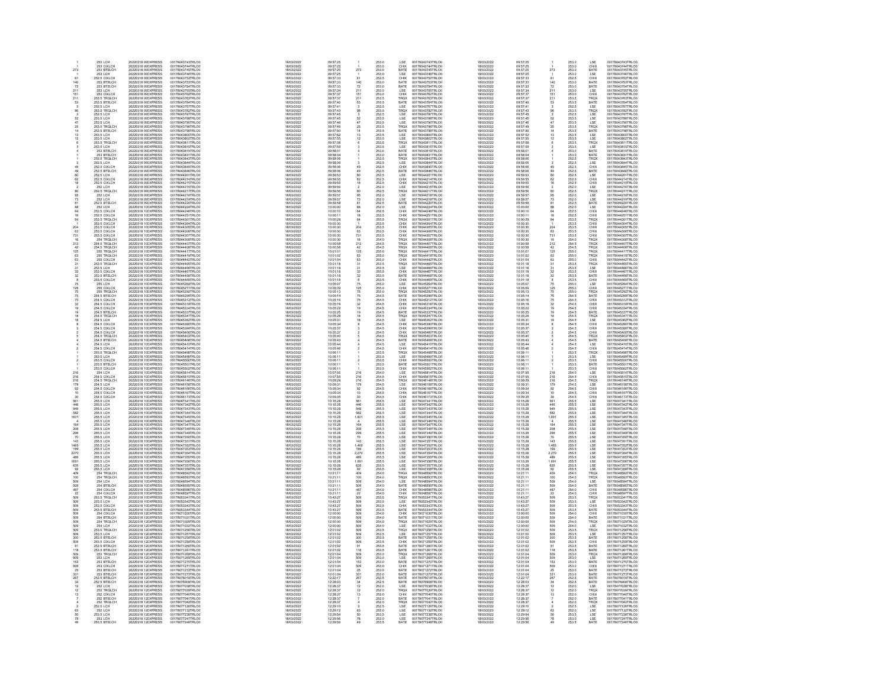| | | | | | | | | | | | | | | | |
|---|---|---|---|---|---|---|---|---|---|---|---|---|---|---|---|
| 1 | 253 LCH | 20220318 0EXPRESS | 00178043743TRLO0 | 18/03/2022 | 09:57:25 | 1 | 253.0 | LSE | 00178043743TRLO0 | 18/03/2022 | 09:57:25 | 1 | 253.0 | LSE | 00178043743TRLO0 |
| 1 | 253 CXLCH | 20220318 0EXPRESS | 00178043744TRLO0 | 18/03/2022 | 09:57:25 | 1 | 253.0 | CHIX | 00178043744TRLO0 | 18/03/2022 | 09:57:25 | 1 | 253.0 | CHIX | 00178043744TRLO0 |
| 273 | 253 BTELCH | 20220318 0EXPRESS | 00178043745TRLO0 | 18/03/2022 | 09:57:25 | 273 | 253.0 | BATE | 00178043745TRLO0 | 18/03/2022 | 09:57:25 | 273 | 253.0 | BATE | 00178043745TRLO0 |
| 1 | 253 LCH | 20220318 0EXPRESS | 00178043746TRLO0 | 18/03/2022 | 09:57:25 | 1 | 253.0 | LSE | 00178043746TRLO0 | 18/03/2022 | 09:57:25 | 1 | 253.0 | LSE | 00178043746TRLO0 |
| 61 | 252.5 CXLCH | 20220318 0EXPRESS | 00178043752TRLO0 | 18/03/2022 | 09:57:33 | 61 | 252.5 | CHIX | 00178043752TRLO0 | 18/03/2022 | 09:57:33 | 61 | 252.5 | CHIX | 00178043752TRLO0 |
| 140 | 253 BTELCH | 20220318 0EXPRESS | 00178043753TRLO0 | 18/03/2022 | 09:57:33 | 140 | 253.0 | BATE | 00178043753TRLO0 | 18/03/2022 | 09:57:33 | 140 | 253.0 | BATE | 00178043753TRLO0 |
| 72 | 253 BTELCH | 20220318 0EXPRESS | 00178043754TRLO0 | 18/03/2022 | 09:57:33 | 72 | 253.0 | BATE | 00178043754TRLO0 | 18/03/2022 | 09:57:33 | 72 | 253.0 | BATE | 00178043754TRLO0 |
| 211 | 253 LCH | 20220318 0EXPRESS | 00178043755TRLO0 | 18/03/2022 | 09:57:34 | 211 | 253.0 | LSE | 00178043755TRLO0 | 18/03/2022 | 09:57:34 | 211 | 253.0 | LSE | 00178043755TRLO0 |
| 151 | 253 CXLCH | 20220318 0EXPRESS | 00178043762TRLO0 | 18/03/2022 | 09:57:37 | 151 | 253.0 | CHIX | 00178043762TRLO0 | 18/03/2022 | 09:57:37 | 151 | 253.0 | CHIX | 00178043762TRLO0 |
| 211 | 253.5 TRQLCH | 20220318 0EXPRESS | 00178043763TRLO0 | 18/03/2022 | 09:57:37 | 211 | 253.5 | TRQX | 00178043763TRLO0 | 18/03/2022 | 09:57:37 | 211 | 253.5 | TRQX | 00178043763TRLO0 |
| 53 | 253.5 BTELCH | 20220318 0EXPRESS | 00178043764TRLO0 | 18/03/2022 | 09:57:40 | 53 | 253.5 | BATE | 00178043764TRLO0 | 18/03/2022 | 09:57:40 | 53 | 253.5 | BATE | 00178043764TRLO0 |
| 3 | 252.5 LCH | 20220318 0EXPRESS | 00178043767TRLO0 | 18/03/2022 | 09:57:41 | 3 | 252.5 | LSE | 00178043767TRLO0 | 18/03/2022 | 09:57:41 | 3 | 252.5 | LSE | 00178043767TRLO0 |
| 96 | 253.5 TRQLCH | 20220318 0EXPRESS | 00178043782TRLO0 | 18/03/2022 | 09:57:43 | 96 | 253.5 | TRQX | 00178043782TRLO0 | 18/03/2022 | 09:57:43 | 96 | 253.5 | TRQX | 00178043782TRLO0 |
| 3 | 252.5 LCH | 20220318 0EXPRESS | 00178043787TRLO0 | 18/03/2022 | 09:57:45 | 3 | 252.5 | LSE | 00178043787TRLO0 | 18/03/2022 | 09:57:45 | 3 | 252.5 | LSE | 00178043787TRLO0 |
| 52 | 253.5 LCH | 20220318 0EXPRESS | 00178043788TRLO0 | 18/03/2022 | 09:57:45 | 52 | 253.5 | LSE | 00178043788TRLO0 | 18/03/2022 | 09:57:45 | 52 | 253.5 | LSE | 00178043788TRLO0 |
| 47 | 253.5 LCH | 20220318 0EXPRESS | 00178043790TRLO0 | 18/03/2022 | 09:57:46 | 47 | 253.5 | LSE | 00178043790TRLO0 | 18/03/2022 | 09:57:46 | 47 | 253.5 | LSE | 00178043790TRLO0 |
| 25 | 253.5 TRQLCH | 20220318 0EXPRESS | 00178043796TRLO0 | 18/03/2022 | 09:57:49 | 25 | 253.5 | TRQX | 00178043796TRLO0 | 18/03/2022 | 09:57:49 | 25 | 253.5 | TRQX | 00178043796TRLO0 |
| 14 | 253.5 BTELCH | 20220318 0EXPRESS | 00178043798TRLO0 | 18/03/2022 | 09:57:50 | 14 | 253.5 | BATE | 00178043798TRLO0 | 18/03/2022 | 09:57:50 | 14 | 253.5 | BATE | 00178043798TRLO0 |
| 13 | 253.5 LCH | 20220318 0EXPRESS | 00178043800TRLO0 | 18/03/2022 | 09:57:52 | 13 | 253.5 | LSE | 00178043800TRLO0 | 18/03/2022 | 09:57:52 | 13 | 253.5 | LSE | 00178043800TRLO0 |
| 12 | 253.5 LCH | 20220318 0EXPRESS | 00178043802TRLO0 | 18/03/2022 | 09:57:55 | 12 | 253.5 | LSE | 00178043802TRLO0 | 18/03/2022 | 09:57:55 | 12 | 253.5 | LSE | 00178043802TRLO0 |
| 6 | 253.5 TRQLCH | 20220318 0EXPRESS | 00178043811TRLO0 | 18/03/2022 | 09:57:58 | 6 | 253.5 | TRQX | 00178043811TRLO0 | 18/03/2022 | 09:57:58 | 6 | 253.5 | TRQX | 00178043811TRLO0 |
| 3 | 253.5 LCH | 20220318 0EXPRESS | 00178043815TRLO0 | 18/03/2022 | 09:57:59 | 3 | 253.5 | LSE | 00178043815TRLO0 | 18/03/2022 | 09:57:59 | 3 | 253.5 | LSE | 00178043815TRLO0 |
| 4 | 253 BTELCH | 20220318 0EXPRESS | 00178043819TRLO0 | 18/03/2022 | 09:58:01 | 4 | 253.0 | BATE | 00178043819TRLO0 | 18/03/2022 | 09:58:01 | 4 | 253.0 | BATE | 00178043819TRLO0 |
| 1 | 253 BTELCH | 20220318 0EXPRESS | 00178043831TRLO0 | 18/03/2022 | 09:58:04 | 1 | 253.0 | BATE | 00178043831TRLO0 | 18/03/2022 | 09:58:04 | 1 | 253.0 | BATE | 00178043831TRLO0 |
| 1 | 252.5 TRQLCH | 20220318 0EXPRESS | 00178043843TRLO0 | 18/03/2022 | 09:58:06 | 1 | 252.5 | TRQX | 00178043843TRLO0 | 18/03/2022 | 09:58:06 | 1 | 252.5 | TRQX | 00178043843TRLO0 |
| 3 | 252.5 LCH | 20220318 0EXPRESS | 00178043844TRLO0 | 18/03/2022 | 09:58:06 | 3 | 252.5 | LSE | 00178043844TRLO0 | 18/03/2022 | 09:58:06 | 3 | 252.5 | LSE | 00178043844TRLO0 |
| 49 | 252.5 CXLCH | 20220318 0EXPRESS | 00178043845TRLO0 | 18/03/2022 | 09:58:06 | 49 | 252.5 | CHIX | 00178043845TRLO0 | 18/03/2022 | 09:58:06 | 49 | 252.5 | CHIX | 00178043845TRLO0 |
| 49 | 252.5 BTELCH | 20220318 0EXPRESS | 00178043846TRLO0 | 18/03/2022 | 09:58:06 | 49 | 252.5 | BATE | 00178043846TRLO0 | 18/03/2022 | 09:58:06 | 49 | 252.5 | BATE | 00178043846TRLO0 |
| 80 | 252.5 LCH | 20220318 0EXPRESS | 00178044201TRLO0 | 18/03/2022 | 09:59:53 | 80 | 252.5 | LSE | 00178044201TRLO0 | 18/03/2022 | 09:59:53 | 80 | 252.5 | LSE | 00178044201TRLO0 |
| 62 | 252.5 CXLCH | 20220318 0EXPRESS | 00178044214TRLO0 | 18/03/2022 | 09:59:55 | 62 | 252.5 | CHIX | 00178044214TRLO0 | 18/03/2022 | 09:59:55 | 62 | 252.5 | CHIX | 00178044214TRLO0 |
| 18 | 252.5 CXLCH | 20220318 0EXPRESS | 00178044215TRLO0 | 18/03/2022 | 09:59:55 | 18 | 252.5 | CHIX | 00178044215TRLO0 | 18/03/2022 | 09:59:55 | 18 | 252.5 | CHIX | 00178044215TRLO0 |
| 2 | 252 LCH | 20220318 0EXPRESS | 00178044216TRLO0 | 18/03/2022 | 09:59:56 | 2 | 252.0 | LSE | 00178044216TRLO0 | 18/03/2022 | 09:59:56 | 2 | 252.0 | LSE | 00178044216TRLO0 |
| 80 | 252.5 TRQLCH | 20220318 0EXPRESS | 00178044217TRLO0 | 18/03/2022 | 09:59:56 | 80 | 252.5 | TRQX | 00178044217TRLO0 | 18/03/2022 | 09:59:56 | 80 | 252.5 | TRQX | 00178044217TRLO0 |
| 95 | 252 LCH | 20220318 0EXPRESS | 00178044218TRLO0 | 18/03/2022 | 09:59:57 | 95 | 252.0 | LSE | 00178044218TRLO0 | 18/03/2022 | 09:59:57 | 95 | 252.0 | LSE | 00178044218TRLO0 |
| 73 | 252 LCH | 20220318 0EXPRESS | 00178044219TRLO0 | 18/03/2022 | 09:59:57 | 73 | 252.0 | LSE | 00178044219TRLO0 | 18/03/2022 | 09:59:57 | 73 | 252.0 | LSE | 00178044219TRLO0 |
| 81 | 252.5 BTELCH | 20220318 0EXPRESS | 00178044220TRLO0 | 18/03/2022 | 09:59:58 | 81 | 252.5 | BATE | 00178044220TRLO0 | 18/03/2022 | 09:59:58 | 81 | 252.5 | BATE | 00178044220TRLO0 |
| 66 | 252 LCH | 20220318 0EXPRESS | 00178044224TRLO0 | 18/03/2022 | 10:00:00 | 66 | 252.0 | LSE | 00178044224TRLO0 | 18/03/2022 | 10:00:00 | 66 | 252.0 | LSE | 00178044224TRLO0 |
| 64 | 252.5 CXLCH | 20220318 0EXPRESS | 00178044246TRLO0 | 18/03/2022 | 10:00:10 | 64 | 252.5 | CHIX | 00178044246TRLO0 | 18/03/2022 | 10:00:10 | 64 | 252.5 | CHIX | 00178044246TRLO0 |
| 16 | 252.5 CXLCH | 20220318 0EXPRESS | 00178044251TRLO0 | 18/03/2022 | 10:00:11 | 16 | 252.5 | CHIX | 00178044251TRLO0 | 18/03/2022 | 10:00:11 | 16 | 252.5 | CHIX | 00178044251TRLO0 |
| 64 | 253.5 TRQLCH | 20220318 0EXPRESS | 00178044301TRLO0 | 18/03/2022 | 10:00:29 | 64 | 253.5 | TRQX | 00178044301TRLO0 | 18/03/2022 | 10:00:29 | 64 | 253.5 | TRQX | 00178044301TRLO0 |
| 1 | 253.5 CXLCH | 20220318 0EXPRESS | 00178044304TRLO0 | 18/03/2022 | 10:00:30 | 1 | 253.5 | CHIX | 00178044304TRLO0 | 18/03/2022 | 10:00:30 | 1 | 253.5 | CHIX | 00178044304TRLO0 |
| 204 | 253.5 CXLCH | 20220318 0EXPRESS | 00178044305TRLO0 | 18/03/2022 | 10:00:30 | 204 | 253.5 | CHIX | 00178044305TRLO0 | 18/03/2022 | 10:00:30 | 204 | 253.5 | CHIX | 00178044305TRLO0 |
| 63 | 253.5 CXLCH | 20220318 0EXPRESS | 00178044306TRLO0 | 18/03/2022 | 10:00:30 | 63 | 253.5 | CHIX | 00178044306TRLO0 | 18/03/2022 | 10:00:30 | 63 | 253.5 | CHIX | 00178044306TRLO0 |
| 731 | 253.5 CXLCH | 20220318 0EXPRESS | 00178044307TRLO0 | 18/03/2022 | 10:00:30 | 731 | 253.5 | CHIX | 00178044307TRLO0 | 18/03/2022 | 10:00:30 | 731 | 253.5 | CHIX | 00178044307TRLO0 |
| 16 | 254 TRQLCH | 20220318 0EXPRESS | 00178044308TRLO0 | 18/03/2022 | 10:00:30 | 16 | 254.0 | TRQX | 00178044308TRLO0 | 18/03/2022 | 10:00:30 | 16 | 254.0 | TRQX | 00178044308TRLO0 |
| 212 | 254.5 TRQLCH | 20220318 0EXPRESS | 00178044407TRLO0 | 18/03/2022 | 10:00:58 | 212 | 254.5 | TRQX | 00178044407TRLO0 | 18/03/2022 | 10:00:58 | 212 | 254.5 | TRQX | 00178044407TRLO0 |
| 42 | 254.5 TRQLCH | 20220318 0EXPRESS | 00178044408TRLO0 | 18/03/2022 | 10:00:58 | 42 | 254.5 | TRQX | 00178044408TRLO0 | 18/03/2022 | 10:00:58 | 42 | 254.5 | TRQX | 00178044408TRLO0 |
| 125 | 255 TRQLCH | 20220318 0EXPRESS | 00178044417TRLO0 | 18/03/2022 | 10:01:01 | 125 | 255.0 | TRQX | 00178044417TRLO0 | 18/03/2022 | 10:01:01 | 125 | 255.0 | TRQX | 00178044417TRLO0 |
| 63 | 255 TRQLCH | 20220318 0EXPRESS | 00178044419TRLO0 | 18/03/2022 | 10:01:02 | 63 | 255.0 | TRQX | 00178044419TRLO0 | 18/03/2022 | 10:01:02 | 63 | 255.0 | TRQX | 00178044419TRLO0 |
| 63 | 255 CXLCH | 20220318 0EXPRESS | 00178044442TRLO0 | 18/03/2022 | 10:01:04 | 63 | 255.0 | CHIX | 00178044442TRLO0 | 18/03/2022 | 10:01:04 | 63 | 255.0 | CHIX | 00178044442TRLO0 |
| 31 | 253.5 TRQLCH | 20220318 0EXPRESS | 00178044465TRLO0 | 18/03/2022 | 10:01:18 | 31 | 253.5 | TRQX | 00178044465TRLO0 | 18/03/2022 | 10:01:18 | 31 | 253.5 | TRQX | 00178044465TRLO0 |
| 31 | 253.5 LCH | 20220318 0EXPRESS | 00178044466TRLO0 | 18/03/2022 | 10:01:18 | 31 | 253.5 | LSE | 00178044466TRLO0 | 18/03/2022 | 10:01:18 | 31 | 253.5 | LSE | 00178044466TRLO0 |
| 32 | 253.5 CXLCH | 20220318 0EXPRESS | 00178044467TRLO0 | 18/03/2022 | 10:01:18 | 32 | 253.5 | CHIX | 00178044467TRLO0 | 18/03/2022 | 10:01:18 | 32 | 253.5 | CHIX | 00178044467TRLO0 |
| 32 | 253.5 BTELCH | 20220318 0EXPRESS | 00178044468TRLO0 | 18/03/2022 | 10:01:18 | 32 | 253.5 | BATE | 00178044468TRLO0 | 18/03/2022 | 10:01:18 | 32 | 253.5 | BATE | 00178044468TRLO0 |
| 8 | 253.5 CXLCH | 20220318 0EXPRESS | 00178044469TRLO0 | 18/03/2022 | 10:01:18 | 8 | 253.5 | CHIX | 00178044469TRLO0 | 18/03/2022 | 10:01:18 | 8 | 253.5 | CHIX | 00178044469TRLO0 |
| 75 | 255 LCH | 20220318 0EXPRESS | 00178045264TRLO0 | 18/03/2022 | 10:05:07 | 75 | 255.0 | LSE | 00178045264TRLO0 | 18/03/2022 | 10:05:07 | 75 | 255.0 | LSE | 00178045264TRLO0 |
| 125 | 255 CXLCH | 20220318 0EXPRESS | 00178045271TRLO0 | 18/03/2022 | 10:05:09 | 125 | 255.0 | CHIX | 00178045271TRLO0 | 18/03/2022 | 10:05:09 | 125 | 255.0 | CHIX | 00178045271TRLO0 |
| 75 | 255 TRQLCH | 20220318 0EXPRESS | 00178045292TRLO0 | 18/03/2022 | 10:05:13 | 75 | 255.0 | TRQX | 00178045292TRLO0 | 18/03/2022 | 10:05:13 | 75 | 255.0 | TRQX | 00178045292TRLO0 |
| 75 | 254.5 BTELCH | 20220318 0EXPRESS | 00178045299TRLO0 | 18/03/2022 | 10:05:14 | 75 | 254.5 | BATE | 00178045299TRLO0 | 18/03/2022 | 10:05:14 | 75 | 254.5 | BATE | 00178045299TRLO0 |
| 75 | 254.5 CXLCH | 20220318 0EXPRESS | 00178045312TRLO0 | 18/03/2022 | 10:05:16 | 75 | 254.5 | CHIX | 00178045312TRLO0 | 18/03/2022 | 10:05:16 | 75 | 254.5 | CHIX | 00178045312TRLO0 |
| 32 | 254.5 CXLCH | 20220318 0EXPRESS | 00178045318TRLO0 | 18/03/2022 | 10:05:19 | 32 | 254.5 | CHIX | 00178045318TRLO0 | 18/03/2022 | 10:05:19 | 32 | 254.5 | CHIX | 00178045318TRLO0 |
| 19 | 254.5 CXLCH | 20220318 0EXPRESS | 00178045334TRLO0 | 18/03/2022 | 10:05:22 | 19 | 254.5 | CHIX | 00178045334TRLO0 | 18/03/2022 | 10:05:22 | 19 | 254.5 | CHIX | 00178045334TRLO0 |
| 19 | 254.5 BTELCH | 20220318 0EXPRESS | 00178045337TRLO0 | 18/03/2022 | 10:05:25 | 19 | 254.5 | BATE | 00178045337TRLO0 | 18/03/2022 | 10:05:25 | 19 | 254.5 | BATE | 00178045337TRLO0 |
| 18 | 254.5 TRQLCH | 20220318 0EXPRESS | 00178045347TRLO0 | 18/03/2022 | 10:05:28 | 18 | 254.5 | TRQX | 00178045347TRLO0 | 18/03/2022 | 10:05:28 | 18 | 254.5 | TRQX | 00178045347TRLO0 |
| 18 | 254.5 LCH | 20220318 0EXPRESS | 00178045362TRLO0 | 18/03/2022 | 10:05:31 | 18 | 254.5 | LSE | 00178045362TRLO0 | 18/03/2022 | 10:05:31 | 18 | 254.5 | LSE | 00178045362TRLO0 |
| 8 | 254.5 CXLCH | 20220318 0EXPRESS | 00178045390TRLO0 | 18/03/2022 | 10:05:34 | 8 | 254.5 | CHIX | 00178045390TRLO0 | 18/03/2022 | 10:05:34 | 8 | 254.5 | CHIX | 00178045390TRLO0 |
| 3 | 254.5 CXLCH | 20220318 0EXPRESS | 00178045399TRLO0 | 18/03/2022 | 10:05:37 | 3 | 254.5 | CHIX | 00178045399TRLO0 | 18/03/2022 | 10:05:37 | 3 | 254.5 | CHIX | 00178045399TRLO0 |
| 2 | 254.5 CXLCH | 20220318 0EXPRESS | 00178045400TRLO0 | 18/03/2022 | 10:05:37 | 2 | 254.5 | CHIX | 00178045400TRLO0 | 18/03/2022 | 10:05:37 | 2 | 254.5 | CHIX | 00178045400TRLO0 |
| 5 | 254.5 TRQLCH | 20220318 0EXPRESS | 00178045403TRLO0 | 18/03/2022 | 10:05:40 | 5 | 254.5 | TRQX | 00178045403TRLO0 | 18/03/2022 | 10:05:40 | 5 | 254.5 | TRQX | 00178045403TRLO0 |
| 4 | 254.5 BTELCH | 20220318 0EXPRESS | 00178045408TRLO0 | 18/03/2022 | 10:05:43 | 4 | 254.5 | BATE | 00178045408TRLO0 | 18/03/2022 | 10:05:43 | 4 | 254.5 | BATE | 00178045408TRLO0 |
| 4 | 254.5 LCH | 20220318 0EXPRESS | 00178045410TRLO0 | 18/03/2022 | 10:05:44 | 4 | 254.5 | LSE | 00178045410TRLO0 | 18/03/2022 | 10:05:44 | 4 | 254.5 | LSE | 00178045410TRLO0 |
| 2 | 254.5 CXLCH | 20220318 0EXPRESS | 00178045414TRLO0 | 18/03/2022 | 10:05:46 | 2 | 254.5 | CHIX | 00178045414TRLO0 | 18/03/2022 | 10:05:46 | 2 | 254.5 | CHIX | 00178045414TRLO0 |
| 1 | 253.5 TRQLCH | 20220318 0EXPRESS | 00178045498TRLO0 | 18/03/2022 | 10:06:11 | 1 | 253.5 | TRQX | 00178045498TRLO0 | 18/03/2022 | 10:06:11 | 1 | 253.5 | TRQX | 00178045498TRLO0 |
| 1 | 253.5 LCH | 20220318 0EXPRESS | 00178045499TRLO0 | 18/03/2022 | 10:06:11 | 1 | 253.5 | LSE | 00178045499TRLO0 | 18/03/2022 | 10:06:11 | 1 | 253.5 | LSE | 00178045499TRLO0 |
| 2 | 253.5 CXLCH | 20220318 0EXPRESS | 00178045500TRLO0 | 18/03/2022 | 10:06:11 | 2 | 253.5 | CHIX | 00178045500TRLO0 | 18/03/2022 | 10:06:11 | 2 | 253.5 | CHIX | 00178045500TRLO0 |
| 1 | 253.5 BTELCH | 20220318 0EXPRESS | 00178045501TRLO0 | 18/03/2022 | 10:06:11 | 1 | 253.5 | BATE | 00178045501TRLO0 | 18/03/2022 | 10:06:11 | 1 | 253.5 | BATE | 00178045501TRLO0 |
| 1 | 253.5 CXLCH | 20220318 0EXPRESS | 00178045502TRLO0 | 18/03/2022 | 10:06:11 | 1 | 253.5 | CHIX | 00178045502TRLO0 | 18/03/2022 | 10:06:11 | 1 | 253.5 | CHIX | 00178045502TRLO0 |
| 216 | 254 LCH | 20220318 0EXPRESS | 00178045814TRLO0 | 18/03/2022 | 10:07:55 | 216 | 254.0 | LSE | 00178045814TRLO0 | 18/03/2022 | 10:07:55 | 216 | 254.0 | LSE | 00178045814TRLO0 |
| 216 | 254.5 CXLCH | 20220318 0EXPRESS | 00178045815TRLO0 | 18/03/2022 | 10:07:55 | 216 | 254.5 | CHIX | 00178045815TRLO0 | 18/03/2022 | 10:07:55 | 216 | 254.5 | CHIX | 00178045815TRLO0 |
| 216 | 254.5 TRQLCH | 20220318 0EXPRESS | 00178046148TRLO0 | 18/03/2022 | 10:09:29 | 216 | 254.5 | TRQX | 00178046148TRLO0 | 18/03/2022 | 10:09:29 | 216 | 254.5 | TRQX | 00178046148TRLO0 |
| 179 | 254.5 LCH | 20220318 0EXPRESS | 00178046158TRLO0 | 18/03/2022 | 10:09:31 | 179 | 254.5 | LSE | 00178046158TRLO0 | 18/03/2022 | 10:09:31 | 179 | 254.5 | LSE | 00178046158TRLO0 |
| 92 | 254.5 CXLCH | 20220318 0EXPRESS | 00178046166TRLO0 | 18/03/2022 | 10:09:34 | 92 | 254.5 | CHIX | 00178046166TRLO0 | 18/03/2022 | 10:09:34 | 92 | 254.5 | CHIX | 00178046166TRLO0 |
| 10 | 254.5 CXLCH | 20220318 0EXPRESS | 00178046167TRLO0 | 18/03/2022 | 10:09:34 | 10 | 254.5 | CHIX | 00178046167TRLO0 | 18/03/2022 | 10:09:34 | 10 | 254.5 | CHIX | 00178046167TRLO0 |
| 30 | 254.5 CXLCH | 20220318 0EXPRESS | 00178046173TRLO0 | 18/03/2022 | 10:09:35 | 30 | 254.5 | CHIX | 00178046173TRLO0 | 18/03/2022 | 10:09:35 | 30 | 254.5 | CHIX | 00178046173TRLO0 |
| 561 | 255.5 LCH | 20220318 0EXPRESS | 00178047341TRLO0 | 18/03/2022 | 10:15:28 | 561 | 255.5 | LSE | 00178047341TRLO0 | 18/03/2022 | 10:15:28 | 561 | 255.5 | LSE | 00178047341TRLO0 |
| 446 | 255.5 LCH | 20220318 0EXPRESS | 00178047342TRLO0 | 18/03/2022 | 10:15:28 | 446 | 255.5 | LSE | 00178047342TRLO0 | 18/03/2022 | 10:15:28 | 446 | 255.5 | LSE | 00178047342TRLO0 |
| 949 | 255.5 LCH | 20220318 0EXPRESS | 00178047343TRLO0 | 18/03/2022 | 10:15:28 | 949 | 255.5 | LSE | 00178047343TRLO0 | 18/03/2022 | 10:15:28 | 949 | 255.5 | LSE | 00178047343TRLO0 |
| 582 | 255.5 LCH | 20220318 0EXPRESS | 00178047344TRLO0 | 18/03/2022 | 10:15:28 | 582 | 255.5 | LSE | 00178047344TRLO0 | 18/03/2022 | 10:15:28 | 582 | 255.5 | LSE | 00178047344TRLO0 |
| 1601 | 255.5 LCH | 20220318 0EXPRESS | 00178047345TRLO0 | 18/03/2022 | 10:15:28 | 1,601 | 255.5 | LSE | 00178047345TRLO0 | 18/03/2022 | 10:15:28 | 1,601 | 255.5 | LSE | 00178047345TRLO0 |
| 4 | 255.5 LCH | 20220318 0EXPRESS | 00178047346TRLO0 | 18/03/2022 | 10:15:28 | 4 | 255.5 | LSE | 00178047346TRLO0 | 18/03/2022 | 10:15:28 | 4 | 255.5 | LSE | 00178047346TRLO0 |
| 164 | 255.5 LCH | 20220318 0EXPRESS | 00178047347TRLO0 | 18/03/2022 | 10:15:28 | 164 | 255.5 | LSE | 00178047347TRLO0 | 18/03/2022 | 10:15:28 | 164 | 255.5 | LSE | 00178047347TRLO0 |
| 208 | 255.5 LCH | 20220318 0EXPRESS | 00178047348TRLO0 | 18/03/2022 | 10:15:28 | 208 | 255.5 | LSE | 00178047348TRLO0 | 18/03/2022 | 10:15:28 | 208 | 255.5 | LSE | 00178047348TRLO0 |
| 299 | 255.5 LCH | 20220318 0EXPRESS | 00178047349TRLO0 | 18/03/2022 | 10:15:28 | 299 | 255.5 | LSE | 00178047349TRLO0 | 18/03/2022 | 10:15:28 | 299 | 255.5 | LSE | 00178047349TRLO0 |
| 70 | 255.5 LCH | 20220318 0EXPRESS | 00178047350TRLO0 | 18/03/2022 | 10:15:28 | 70 | 255.5 | LSE | 00178047350TRLO0 | 18/03/2022 | 10:15:28 | 70 | 255.5 | LSE | 00178047350TRLO0 |
| 143 | 255.5 LCH | 20220318 0EXPRESS | 00178047351TRLO0 | 18/03/2022 | 10:15:28 | 143 | 255.5 | LSE | 00178047351TRLO0 | 18/03/2022 | 10:15:28 | 143 | 255.5 | LSE | 00178047351TRLO0 |
| 1465 | 255.5 LCH | 20220318 0EXPRESS | 00178047352TRLO0 | 18/03/2022 | 10:15:28 | 1,465 | 255.5 | LSE | 00178047352TRLO0 | 18/03/2022 | 10:15:28 | 1,465 | 255.5 | LSE | 00178047352TRLO0 |
| 199 | 255.5 LCH | 20220318 0EXPRESS | 00178047353TRLO0 | 18/03/2022 | 10:15:28 | 199 | 255.5 | LSE | 00178047353TRLO0 | 18/03/2022 | 10:15:28 | 199 | 255.5 | LSE | 00178047353TRLO0 |
| 2270 | 255.5 LCH | 20220318 0EXPRESS | 00178047354TRLO0 | 18/03/2022 | 10:15:28 | 2,270 | 255.5 | LSE | 00178047354TRLO0 | 18/03/2022 | 10:15:28 | 2,270 | 255.5 | LSE | 00178047354TRLO0 |
| 489 | 255.5 LCH | 20220318 0EXPRESS | 00178047355TRLO0 | 18/03/2022 | 10:15:28 | 489 | 255.5 | LSE | 00178047355TRLO0 | 18/03/2022 | 10:15:28 | 489 | 255.5 | LSE | 00178047355TRLO0 |
| 1691 | 255.5 LCH | 20220318 0EXPRESS | 00178047356TRLO0 | 18/03/2022 | 10:15:28 | 1,691 | 255.5 | LSE | 00178047356TRLO0 | 18/03/2022 | 10:15:28 | 1,691 | 255.5 | LSE | 00178047356TRLO0 |
| 635 | 255.5 LCH | 20220318 0EXPRESS | 00178047357TRLO0 | 18/03/2022 | 10:15:28 | 635 | 255.5 | LSE | 00178047357TRLO0 | 18/03/2022 | 10:15:28 | 635 | 255.5 | LSE | 00178047357TRLO0 |
| 92 | 255.5 LCH | 20220318 0EXPRESS | 00178047358TRLO0 | 18/03/2022 | 10:15:28 | 92 | 255.5 | LSE | 00178047358TRLO0 | 18/03/2022 | 10:15:28 | 92 | 255.5 | LSE | 00178047358TRLO0 |
| 409 | 254 TRQLCH | 20220318 0EXPRESS | 00178048592TRLO0 | 18/03/2022 | 10:21:11 | 409 | 254.0 | TRQX | 00178048592TRLO0 | 18/03/2022 | 10:21:11 | 409 | 254.0 | TRQX | 00178048592TRLO0 |
| 100 | 254 TRQLCH | 20220318 0EXPRESS | 00178048593TRLO0 | 18/03/2022 | 10:21:11 | 100 | 254.0 | TRQX | 00178048593TRLO0 | 18/03/2022 | 10:21:11 | 100 | 254.0 | TRQX | 00178048593TRLO0 |
| 509 | 254 LCH | 20220318 0EXPRESS | 00178048594TRLO0 | 18/03/2022 | 10:21:11 | 509 | 254.0 | LSE | 00178048594TRLO0 | 18/03/2022 | 10:21:11 | 509 | 254.0 | LSE | 00178048594TRLO0 |
| 509 | 254 BTELCH | 20220318 0EXPRESS | 00178048595TRLO0 | 18/03/2022 | 10:21:11 | 509 | 254.0 | BATE | 00178048595TRLO0 | 18/03/2022 | 10:21:11 | 509 | 254.0 | BATE | 00178048595TRLO0 |
| 487 | 254 CXLCH | 20220318 0EXPRESS | 00178048596TRLO0 | 18/03/2022 | 10:21:11 | 487 | 254.0 | CHIX | 00178048596TRLO0 | 18/03/2022 | 10:21:11 | 487 | 254.0 | CHIX | 00178048596TRLO0 |
| 22 | 254 CXLCH | 20220318 0EXPRESS | 00178048597TRLO0 | 18/03/2022 | 10:21:11 | 22 | 254.0 | CHIX | 00178048597TRLO0 | 18/03/2022 | 10:21:11 | 22 | 254.0 | CHIX | 00178048597TRLO0 |
| 509 | 253.5 TRQLCH | 20220318 0EXPRESS | 00178053341TRLO0 | 18/03/2022 | 10:43:27 | 509 | 253.5 | TRQX | 00178053341TRLO0 | 18/03/2022 | 10:43:27 | 509 | 253.5 | TRQX | 00178053341TRLO0 |
| 509 | 253.5 LCH | 20220318 0EXPRESS | 00178053342TRLO0 | 18/03/2022 | 10:43:27 | 509 | 253.5 | LSE | 00178053342TRLO0 | 18/03/2022 | 10:43:27 | 509 | 253.5 | LSE | 00178053342TRLO0 |
| 509 | 253.5 CXLCH | 20220318 0EXPRESS | 00178053343TRLO0 | 18/03/2022 | 10:43:27 | 509 | 253.5 | CHIX | 00178053343TRLO0 | 18/03/2022 | 10:43:27 | 509 | 253.5 | CHIX | 00178053343TRLO0 |
| 509 | 253.5 BTELCH | 20220318 0EXPRESS | 00178053344TRLO0 | 18/03/2022 | 10:43:27 | 509 | 253.5 | BATE | 00178053344TRLO0 | 18/03/2022 | 10:43:27 | 509 | 253.5 | BATE | 00178053344TRLO0 |
| 509 | 254 CXLCH | 20220318 0EXPRESS | 00178071030TRLO0 | 18/03/2022 | 12:00:00 | 509 | 254.0 | CHIX | 00178071030TRLO0 | 18/03/2022 | 12:00:00 | 509 | 254.0 | CHIX | 00178071030TRLO0 |
| 509 | 254 BTELCH | 20220318 0EXPRESS | 00178071031TRLO0 | 18/03/2022 | 12:00:00 | 509 | 254.0 | BATE | 00178071031TRLO0 | 18/03/2022 | 12:00:00 | 509 | 254.0 | BATE | 00178071031TRLO0 |
| 509 | 254 TRQLCH | 20220318 0EXPRESS | 00178071029TRLO0 | 18/03/2022 | 12:00:00 | 509 | 254.0 | TRQX | 00178071029TRLO0 | 18/03/2022 | 12:00:00 | 509 | 254.0 | TRQX | 00178071029TRLO0 |
| 509 | 254 LCH | 20220318 0EXPRESS | 00178071032TRLO0 | 18/03/2022 | 12:00:00 | 509 | 254.0 | LSE | 00178071032TRLO0 | 18/03/2022 | 12:00:00 | 509 | 254.0 | LSE | 00178071032TRLO0 |
| 509 | 253.5 TRQLCH | 20220318 0EXPRESS | 00178071256TRLO0 | 18/03/2022 | 12:01:02 | 509 | 253.5 | TRQX | 00178071256TRLO0 | 18/03/2022 | 12:01:02 | 509 | 253.5 | TRQX | 00178071256TRLO0 |
| 509 | 253.5 LCH | 20220318 0EXPRESS | 00178071257TRLO0 | 18/03/2022 | 12:01:02 | 509 | 253.5 | LSE | 00178071257TRLO0 | 18/03/2022 | 12:01:02 | 509 | 253.5 | LSE | 00178071257TRLO0 |
| 300 | 253.5 BTELCH | 20220318 0EXPRESS | 00178071258TRLO0 | 18/03/2022 | 12:01:02 | 300 | 253.5 | BATE | 00178071258TRLO0 | 18/03/2022 | 12:01:02 | 300 | 253.5 | BATE | 00178071258TRLO0 |
| 509 | 253.5 CXLCH | 20220318 0EXPRESS | 00178071259TRLO0 | 18/03/2022 | 12:01:02 | 509 | 253.5 | CHIX | 00178071259TRLO0 | 18/03/2022 | 12:01:02 | 509 | 253.5 | CHIX | 00178071259TRLO0 |
| 91 | 253.5 BTELCH | 20220318 0EXPRESS | 00178071260TRLO0 | 18/03/2022 | 12:01:02 | 91 | 253.5 | BATE | 00178071260TRLO0 | 18/03/2022 | 12:01:02 | 91 | 253.5 | BATE | 00178071260TRLO0 |
| 118 | 253.5 BTELCH | 20220318 0EXPRESS | 00178071261TRLO0 | 18/03/2022 | 12:01:02 | 118 | 253.5 | BATE | 00178071261TRLO0 | 18/03/2022 | 12:01:02 | 118 | 253.5 | BATE | 00178071261TRLO0 |
| 509 | 253 TRQLCH | 20220318 0EXPRESS | 00178071268TRLO0 | 18/03/2022 | 12:01:04 | 509 | 253.0 | TRQX | 00178071268TRLO0 | 18/03/2022 | 12:01:04 | 509 | 253.0 | TRQX | 00178071268TRLO0 |
| 509 | 253 LCH | 20220318 0EXPRESS | 00178071269TRLO0 | 18/03/2022 | 12:01:04 | 509 | 253.0 | LSE | 00178071269TRLO0 | 18/03/2022 | 12:01:04 | 509 | 253.0 | LSE | 00178071269TRLO0 |
| 153 | 253 BTELCH | 20220318 0EXPRESS | 00178071270TRLO0 | 18/03/2022 | 12:01:04 | 153 | 253.0 | BATE | 00178071270TRLO0 | 18/03/2022 | 12:01:04 | 153 | 253.0 | BATE | 00178071270TRLO0 |
| 509 | 253 CXLCH | 20220318 0EXPRESS | 00178071271TRLO0 | 18/03/2022 | 12:01:04 | 509 | 253.0 | CHIX | 00178071271TRLO0 | 18/03/2022 | 12:01:04 | 509 | 253.0 | CHIX | 00178071271TRLO0 |
| 25 | 253 BTELCH | 20220318 0EXPRESS | 00178071272TRLO0 | 18/03/2022 | 12:01:04 | 25 | 253.0 | BATE | 00178071272TRLO0 | 18/03/2022 | 12:01:04 | 25 | 253.0 | BATE | 00178071272TRLO0 |
| 331 | 253 BTELCH | 20220318 0EXPRESS | 00178071273TRLO0 | 18/03/2022 | 12:01:04 | 331 | 253.0 | BATE | 00178071273TRLO0 | 18/03/2022 | 12:01:04 | 331 | 253.0 | BATE | 00178071273TRLO0 |
| 267 | 252.5 BTELCH | 20220318 0EXPRESS | 00178076018TRLO0 | 18/03/2022 | 12:22:17 | 267 | 252.5 | BATE | 00178076018TRLO0 | 18/03/2022 | 12:22:17 | 267 | 252.5 | BATE | 00178076018TRLO0 |
| 34 | 252.5 BTELCH | 20220318 0EXPRESS | 00178076908TRLO0 | 18/03/2022 | 12:28:03 | 34 | 252.5 | BATE | 00178076908TRLO0 | 18/03/2022 | 12:28:03 | 34 | 252.5 | BATE | 00178076908TRLO0 |
| 12 | 252 LCH | 20220318 0EXPRESS | 00178077038TRLO0 | 18/03/2022 | 12:28:37 | 12 | 252.0 | LSE | 00178077038TRLO0 | 18/03/2022 | 12:28:37 | 12 | 252.0 | LSE | 00178077038TRLO0 |
| 12 | 252 TRQLCH | 20220318 0EXPRESS | 00178077039TRLO0 | 18/03/2022 | 12:28:37 | 12 | 252.0 | TRQX | 00178077039TRLO0 | 18/03/2022 | 12:28:37 | 12 | 252.0 | TRQX | 00178077039TRLO0 |
| 13 | 252 CXLCH | 20220318 0EXPRESS | 00178077040TRLO0 | 18/03/2022 | 12:28:37 | 13 | 252.0 | CHIX | 00178077040TRLO0 | 18/03/2022 | 12:28:37 | 13 | 252.0 | CHIX | 00178077040TRLO0 |
| 7 | 252 BTELCH | 20220318 0EXPRESS | 00178077041TRLO0 | 18/03/2022 | 12:28:37 | 7 | 252.0 | BATE | 00178077041TRLO0 | 18/03/2022 | 12:28:37 | 7 | 252.0 | BATE | 00178077041TRLO0 |
| 4 | 252 TRQLCH | 20220318 0EXPRESS | 00178077042TRLO0 | 18/03/2022 | 12:28:37 | 4 | 252.0 | TRQX | 00178077042TRLO0 | 18/03/2022 | 12:28:37 | 4 | 252.0 | TRQX | 00178077042TRLO0 |
| 2 | 252.5 LCH | 20220318 0EXPRESS | 00178077126TRLO0 | 18/03/2022 | 12:29:10 | 2 | 252.5 | LSE | 00178077126TRLO0 | 18/03/2022 | 12:29:10 | 2 | 252.5 | LSE | 00178077126TRLO0 |
| 63 | 252 LCH | 20220318 0EXPRESS | 00178077132TRLO0 | 18/03/2022 | 12:29:12 | 63 | 252.0 | LSE | 00178077132TRLO0 | 18/03/2022 | 12:29:12 | 63 | 252.0 | LSE | 00178077132TRLO0 |
| 50 | 253.5 LCH | 20220318 0EXPRESS | 00178077238TRLO0 | 18/03/2022 | 12:29:54 | 50 | 253.5 | LSE | 00178077238TRLO0 | 18/03/2022 | 12:29:54 | 50 | 253.5 | LSE | 00178077238TRLO0 |
| 78 | 253 LCH | 20220318 0EXPRESS | 00178077247TRLO0 | 18/03/2022 | 12:29:56 | 78 | 253.0 | LSE | 00178077247TRLO0 | 18/03/2022 | 12:29:56 | 78 | 253.0 | LSE | 00178077247TRLO0 |
| 49 | 253.5 BTELCH | 20220318 0EXPRESS | 00178077248TRLO0 | 18/03/2022 | 12:29:56 | 49 | 253.5 | BATE | 00178077248TRLO0 | 18/03/2022 | 12:29:56 | 49 | 253.5 | BATE | 00178077248TRLO0 |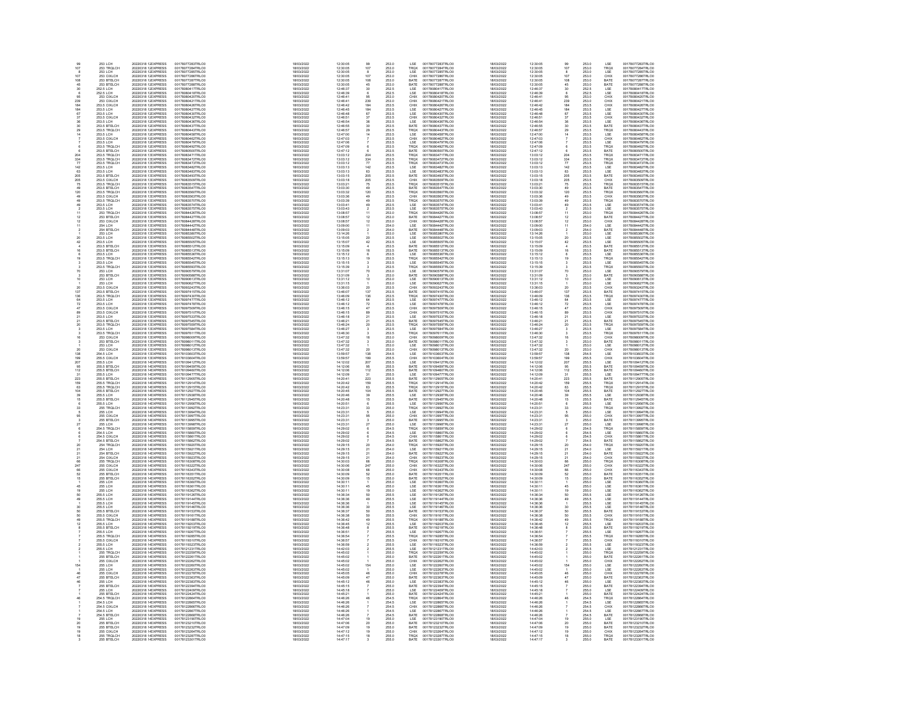| | | | | | | | | | | | | | | | |
|---|---|---|---|---|---|---|---|---|---|---|---|---|---|---|---|
| 99 | 253 LCH | 20220318 12EXPRESS | 00178077283TRLO0 | 18/03/2022 | 12:30:05 | 99 | 253.0 | LSE | 00178077283TRLO0 | 18/03/2022 | 12:30:05 | 99 | 253.0 | LSE | 00178077283TRLO0 |
| 107 | 253 TRQLCH | 20220318 12EXPRESS | 00178077284TRLO0 | 18/03/2022 | 12:30:05 | 107 | 253.0 | TRQX | 00178077284TRLO0 | 18/03/2022 | 12:30:05 | 107 | 253.0 | TRQX | 00178077284TRLO0 |
| 8 | 253 LCH | 20220318 12EXPRESS | 00178077285TRLO0 | 18/03/2022 | 12:30:05 | 8 | 253.0 | LSE | 00178077285TRLO0 | 18/03/2022 | 12:30:05 | 8 | 253.0 | LSE | 00178077285TRLO0 |
| 107 | 253 CXLCH | 20220318 12EXPRESS | 00178077286TRLO0 | 18/03/2022 | 12:30:05 | 107 | 253.0 | CHIX | 00178077286TRLO0 | 18/03/2022 | 12:30:05 | 107 | 253.0 | CHIX | 00178077286TRLO0 |
| 108 | 253 BTELCH | 20220318 12EXPRESS | 00178077287TRLO0 | 18/03/2022 | 12:30:05 | 108 | 253.0 | BATE | 00178077287TRLO0 | 18/03/2022 | 12:30:05 | 108 | 253.0 | BATE | 00178077287TRLO0 |
| 45 | 253 BTELCH | 20220318 12EXPRESS | 00178077288TRLO0 | 18/03/2022 | 12:30:05 | 45 | 253.0 | BATE | 00178077288TRLO0 | 18/03/2022 | 12:30:05 | 45 | 253.0 | BATE | 00178077288TRLO0 |
| 30 | 252.5 LCH | 20220318 12EXPRESS | 00178080417TRLO0 | 18/03/2022 | 12:46:37 | 30 | 252.5 | LSE | 00178080417TRLO0 | 18/03/2022 | 12:46:37 | 30 | 252.5 | LSE | 00178080417TRLO0 |
| 6 | 252.5 LCH | 20220318 12EXPRESS | 00178080418TRLO0 | 18/03/2022 | 12:46:39 | 6 | 252.5 | LSE | 00178080418TRLO0 | 18/03/2022 | 12:46:39 | 6 | 252.5 | LSE | 00178080418TRLO0 |
| 95 | 253 CXLCH | 20220318 12EXPRESS | 00178080420TRLO0 | 18/03/2022 | 12:46:41 | 95 | 253.0 | CHIX | 00178080420TRLO0 | 18/03/2022 | 12:46:41 | 95 | 253.0 | CHIX | 00178080420TRLO0 |
| 239 | 253 CXLCH | 20220318 12EXPRESS | 00178080421TRLO0 | 18/03/2022 | 12:46:41 | 239 | 253.0 | CHIX | 00178080421TRLO0 | 18/03/2022 | 12:46:41 | 239 | 253.0 | CHIX | 00178080421TRLO0 |
| 184 | 253.5 CXLCH | 20220318 12EXPRESS | 00178080426TRLO0 | 18/03/2022 | 12:46:42 | 184 | 253.5 | CHIX | 00178080426TRLO0 | 18/03/2022 | 12:46:42 | 184 | 253.5 | CHIX | 00178080426TRLO0 |
| 184 | 253.5 LCH | 20220318 12EXPRESS | 00178080427TRLO0 | 18/03/2022 | 12:46:45 | 184 | 253.5 | LSE | 00178080427TRLO0 | 18/03/2022 | 12:46:45 | 184 | 253.5 | LSE | 00178080427TRLO0 |
| 67 | 253.5 LCH | 20220318 12EXPRESS | 00178080430TRLO0 | 18/03/2022 | 12:46:48 | 67 | 253.5 | LSE | 00178080430TRLO0 | 18/03/2022 | 12:46:48 | 67 | 253.5 | LSE | 00178080430TRLO0 |
| 37 | 253.5 CXLCH | 20220318 12EXPRESS | 00178080432TRLO0 | 18/03/2022 | 12:46:51 | 37 | 253.5 | CHIX | 00178080432TRLO0 | 18/03/2022 | 12:46:51 | 37 | 253.5 | CHIX | 00178080432TRLO0 |
| 36 | 253.5 LCH | 20220318 12EXPRESS | 00178080436TRLO0 | 18/03/2022 | 12:46:54 | 36 | 253.5 | LSE | 00178080436TRLO0 | 18/03/2022 | 12:46:54 | 36 | 253.5 | LSE | 00178080436TRLO0 |
| 30 | 253.5 BTELCH | 20220318 12EXPRESS | 00178080437TRLO0 | 18/03/2022 | 12:46:55 | 30 | 253.5 | BATE | 00178080437TRLO0 | 18/03/2022 | 12:46:55 | 30 | 253.5 | BATE | 00178080437TRLO0 |
| 29 | 253.5 TRQLCH | 20220318 12EXPRESS | 00178080443TRLO0 | 18/03/2022 | 12:46:57 | 29 | 253.5 | TRQX | 00178080443TRLO0 | 18/03/2022 | 12:46:57 | 29 | 253.5 | TRQX | 00178080443TRLO0 |
| 14 | 253.5 LCH | 20220318 12EXPRESS | 00178080458TRLO0 | 18/03/2022 | 12:47:00 | 14 | 253.5 | LSE | 00178080458TRLO0 | 18/03/2022 | 12:47:00 | 14 | 253.5 | LSE | 00178080458TRLO0 |
| 7 | 253.5 CXLCH | 20220318 12EXPRESS | 00178080462TRLO0 | 18/03/2022 | 12:47:03 | 7 | 253.5 | CHIX | 00178080462TRLO0 | 18/03/2022 | 12:47:03 | 7 | 253.5 | CHIX | 00178080462TRLO0 |
| 7 | 253.5 LCH | 20220318 12EXPRESS | 00178080479TRLO0 | 18/03/2022 | 12:47:06 | 7 | 253.5 | LSE | 00178080479TRLO0 | 18/03/2022 | 12:47:06 | 7 | 253.5 | LSE | 00178080479TRLO0 |
| 6 | 253.5 TRQLCH | 20220318 12EXPRESS | 00178080492TRLO0 | 18/03/2022 | 12:47:09 | 6 | 253.5 | TRQX | 00178080492TRLO0 | 18/03/2022 | 12:47:09 | 6 | 253.5 | TRQX | 00178080492TRLO0 |
| 6 | 253.5 BTELCH | 20220318 12EXPRESS | 00178080500TRLO0 | 18/03/2022 | 12:47:12 | 6 | 253.5 | BATE | 00178080500TRLO0 | 18/03/2022 | 12:47:12 | 6 | 253.5 | BATE | 00178080500TRLO0 |
| 204 | 253.5 TRQLCH | 20220318 13EXPRESS | 00178083471TRLO0 | 18/03/2022 | 13:03:12 | 204 | 253.5 | TRQX | 00178083471TRLO0 | 18/03/2022 | 13:03:12 | 204 | 253.5 | TRQX | 00178083471TRLO0 |
| 334 | 253.5 TRQLCH | 20220318 13EXPRESS | 00178083472TRLO0 | 18/03/2022 | 13:03:12 | 334 | 253.5 | TRQX | 00178083472TRLO0 | 18/03/2022 | 13:03:12 | 334 | 253.5 | TRQX | 00178083472TRLO0 |
| 77 | 253.5 TRQLCH | 20220318 13EXPRESS | 00178083473TRLO0 | 18/03/2022 | 13:03:12 | 77 | 253.5 | TRQX | 00178083473TRLO0 | 18/03/2022 | 13:03:12 | 77 | 253.5 | TRQX | 00178083473TRLO0 |
| 142 | 253.5 LCH | 20220318 13EXPRESS | 00178083482TRLO0 | 18/03/2022 | 13:03:13 | 142 | 253.5 | LSE | 00178083482TRLO0 | 18/03/2022 | 13:03:13 | 142 | 253.5 | LSE | 00178083482TRLO0 |
| 63 | 253.5 LCH | 20220318 13EXPRESS | 00178083483TRLO0 | 18/03/2022 | 13:03:13 | 63 | 253.5 | LSE | 00178083483TRLO0 | 18/03/2022 | 13:03:13 | 63 | 253.5 | LSE | 00178083483TRLO0 |
| 205 | 253.5 BTELCH | 20220318 13EXPRESS | 00178083493TRLO0 | 18/03/2022 | 13:03:15 | 205 | 253.5 | BATE | 00178083493TRLO0 | 18/03/2022 | 13:03:15 | 205 | 253.5 | BATE | 00178083493TRLO0 |
| 205 | 253.5 CXLCH | 20220318 13EXPRESS | 00178083509TRLO0 | 18/03/2022 | 13:03:18 | 205 | 253.5 | CHIX | 00178083509TRLO0 | 18/03/2022 | 13:03:18 | 205 | 253.5 | CHIX | 00178083509TRLO0 |
| 75 | 253.5 TRQLCH | 20220318 13EXPRESS | 00178083515TRLO0 | 18/03/2022 | 13:03:21 | 75 | 253.5 | TRQX | 00178083515TRLO0 | 18/03/2022 | 13:03:21 | 75 | 253.5 | TRQX | 00178083515TRLO0 |
| 49 | 253.5 BTELCH | 20220318 13EXPRESS | 00178083547TRLO0 | 18/03/2022 | 13:03:30 | 49 | 253.5 | BATE | 00178083547TRLO0 | 18/03/2022 | 13:03:30 | 49 | 253.5 | BATE | 00178083547TRLO0 |
| 120 | 253.5 TRQLCH | 20220318 13EXPRESS | 00178083560TRLO0 | 18/03/2022 | 13:03:32 | 120 | 253.5 | TRQX | 00178083560TRLO0 | 18/03/2022 | 13:03:32 | 120 | 253.5 | TRQX | 00178083560TRLO0 |
| 49 | 253.5 CXLCH | 20220318 13EXPRESS | 00178083563TRLO0 | 18/03/2022 | 13:03:36 | 49 | 253.5 | CHIX | 00178083563TRLO0 | 18/03/2022 | 13:03:36 | 49 | 253.5 | CHIX | 00178083563TRLO0 |
| 49 | 253.5 TRQLCH | 20220318 13EXPRESS | 00178083570TRLO0 | 18/03/2022 | 13:03:39 | 49 | 253.5 | TRQX | 00178083570TRLO0 | 18/03/2022 | 13:03:39 | 49 | 253.5 | TRQX | 00178083570TRLO0 |
| 49 | 253.5 LCH | 20220318 13EXPRESS | 00178083574TRLO0 | 18/03/2022 | 13:03:41 | 49 | 253.5 | LSE | 00178083574TRLO0 | 18/03/2022 | 13:03:41 | 49 | 253.5 | LSE | 00178083574TRLO0 |
| 2 | 253.5 LCH | 20220318 13EXPRESS | 00178083575TRLO0 | 18/03/2022 | 13:03:43 | 2 | 253.5 | LSE | 00178083575TRLO0 | 18/03/2022 | 13:03:43 | 2 | 253.5 | LSE | 00178083575TRLO0 |
| 11 | 253 TRQLCH | 20220318 13EXPRESS | 00178084426TRLO0 | 18/03/2022 | 13:08:57 | 11 | 253.0 | TRQX | 00178084426TRLO0 | 18/03/2022 | 13:08:57 | 11 | 253.0 | TRQX | 00178084426TRLO0 |
| 12 | 253 BTELCH | 20220318 13EXPRESS | 00178084427TRLO0 | 18/03/2022 | 13:08:57 | 12 | 253.0 | BATE | 00178084427TRLO0 | 18/03/2022 | 13:08:57 | 12 | 253.0 | BATE | 00178084427TRLO0 |
| 12 | 253 CXLCH | 20220318 13EXPRESS | 00178084428TRLO0 | 18/03/2022 | 13:08:57 | 12 | 253.0 | CHIX | 00178084428TRLO0 | 18/03/2022 | 13:08:57 | 12 | 253.0 | CHIX | 00178084428TRLO0 |
| 11 | 254 LCH | 20220318 13EXPRESS | 00178084442TRLO0 | 18/03/2022 | 13:09:00 | 11 | 254.0 | LSE | 00178084442TRLO0 | 18/03/2022 | 13:09:00 | 11 | 254.0 | LSE | 00178084442TRLO0 |
| 2 | 254 BTELCH | 20220318 13EXPRESS | 00178084448TRLO0 | 18/03/2022 | 13:09:03 | 2 | 254.0 | BATE | 00178084448TRLO0 | 18/03/2022 | 13:09:03 | 2 | 254.0 | BATE | 00178084448TRLO0 |
| 1 | 253 LCH | 20220318 13EXPRESS | 00178085380TRLO0 | 18/03/2022 | 13:14:26 | 1 | 253.0 | LSE | 00178085380TRLO0 | 18/03/2022 | 13:14:26 | 1 | 253.0 | LSE | 00178085380TRLO0 |
| 20 | 253.5 LCH | 20220318 13EXPRESS | 00178085502TRLO0 | 18/03/2022 | 13:15:05 | 20 | 253.5 | LSE | 00178085502TRLO0 | 18/03/2022 | 13:15:05 | 20 | 253.5 | LSE | 00178085502TRLO0 |
| 42 | 253.5 LCH | 20220318 13EXPRESS | 00178085505TRLO0 | 18/03/2022 | 13:15:07 | 42 | 253.5 | LSE | 00178085505TRLO0 | 18/03/2022 | 13:15:07 | 42 | 253.5 | LSE | 00178085505TRLO0 |
| 4 | 253.5 BTELCH | 20220318 13EXPRESS | 00178085512TRLO0 | 18/03/2022 | 13:15:09 | 4 | 253.5 | BATE | 00178085512TRLO0 | 18/03/2022 | 13:15:09 | 4 | 253.5 | BATE | 00178085512TRLO0 |
| 16 | 253.5 BTELCH | 20220318 13EXPRESS | 00178085513TRLO0 | 18/03/2022 | 13:15:09 | 16 | 253.5 | BATE | 00178085513TRLO0 | 18/03/2022 | 13:15:09 | 16 | 253.5 | BATE | 00178085513TRLO0 |
| 6 | 253.5 LCH | 20220318 13EXPRESS | 00178085536TRLO0 | 18/03/2022 | 13:15:12 | 6 | 253.5 | LSE | 00178085536TRLO0 | 18/03/2022 | 13:15:12 | 6 | 253.5 | LSE | 00178085536TRLO0 |
| 19 | 253.5 TRQLCH | 20220318 13EXPRESS | 00178085542TRLO0 | 18/03/2022 | 13:15:13 | 19 | 253.5 | TRQX | 00178085542TRLO0 | 18/03/2022 | 13:15:13 | 19 | 253.5 | TRQX | 00178085542TRLO0 |
| 3 | 253.5 LCH | 20220318 13EXPRESS | 00178085545TRLO0 | 18/03/2022 | 13:15:15 | 3 | 253.5 | LSE | 00178085545TRLO0 | 18/03/2022 | 13:15:15 | 3 | 253.5 | LSE | 00178085545TRLO0 |
| 3 | 253.5 TRQLCH | 20220318 13EXPRESS | 00178085593TRLO0 | 18/03/2022 | 13:15:39 | 3 | 253.5 | TRQX | 00178085593TRLO0 | 18/03/2022 | 13:15:39 | 3 | 253.5 | TRQX | 00178085593TRLO0 |
| 70 | 253 LCH | 20220318 13EXPRESS | 00178090579TRLO0 | 18/03/2022 | 13:31:07 | 70 | 253.0 | LSE | 00178090579TRLO0 | 18/03/2022 | 13:31:07 | 70 | 253.0 | LSE | 00178090579TRLO0 |
| 3 | 253 BTELCH | 20220318 13EXPRESS | 00178090588TRLO0 | 18/03/2022 | 13:31:09 | 3 | 253.0 | BATE | 00178090588TRLO0 | 18/03/2022 | 13:31:09 | 3 | 253.0 | BATE | 00178090588TRLO0 |
| 10 | 253 LCH | 20220318 13EXPRESS | 00178090613TRLO0 | 18/03/2022 | 13:31:12 | 10 | 253.0 | LSE | 00178090613TRLO0 | 18/03/2022 | 13:31:12 | 10 | 253.0 | LSE | 00178090613TRLO0 |
| 1 | 253 LCH | 20220318 13EXPRESS | 00178090627TRLO0 | 18/03/2022 | 13:31:15 | 1 | 253.0 | LSE | 00178090627TRLO0 | 18/03/2022 | 13:31:15 | 1 | 253.0 | LSE | 00178090627TRLO0 |
| 20 | 253.5 CXLCH | 20220318 13EXPRESS | 00178093243TRLO0 | 18/03/2022 | 13:38:03 | 20 | 253.5 | CHIX | 00178093243TRLO0 | 18/03/2022 | 13:38:03 | 20 | 253.5 | CHIX | 00178093243TRLO0 |
| 137 | 253.5 BTELCH | 20220318 13EXPRESS | 00178097415TRLO0 | 18/03/2022 | 13:46:07 | 137 | 253.5 | BATE | 00178097415TRLO0 | 18/03/2022 | 13:46:07 | 137 | 253.5 | BATE | 00178097415TRLO0 |
| 136 | 253.5 TRQLCH | 20220318 13EXPRESS | 00178097430TRLO0 | 18/03/2022 | 13:46:09 | 136 | 253.5 | TRQX | 00178097430TRLO0 | 18/03/2022 | 13:46:09 | 136 | 253.5 | TRQX | 00178097430TRLO0 |
| 64 | 253.5 LCH | 20220318 13EXPRESS | 00178097477TRLO0 | 18/03/2022 | 13:46:12 | 64 | 253.5 | LSE | 00178097477TRLO0 | 18/03/2022 | 13:46:12 | 64 | 253.5 | LSE | 00178097477TRLO0 |
| 72 | 253.5 LCH | 20220318 13EXPRESS | 00178097478TRLO0 | 18/03/2022 | 13:46:12 | 72 | 253.5 | LSE | 00178097478TRLO0 | 18/03/2022 | 13:46:12 | 72 | 253.5 | LSE | 00178097478TRLO0 |
| 47 | 253.5 CXLCH | 20220318 13EXPRESS | 00178097509TRLO0 | 18/03/2022 | 13:46:15 | 47 | 253.5 | CHIX | 00178097509TRLO0 | 18/03/2022 | 13:46:15 | 47 | 253.5 | CHIX | 00178097509TRLO0 |
| 89 | 253.5 CXLCH | 20220318 13EXPRESS | 00178097510TRLO0 | 18/03/2022 | 13:46:15 | 89 | 253.5 | CHIX | 00178097510TRLO0 | 18/03/2022 | 13:46:15 | 89 | 253.5 | CHIX | 00178097510TRLO0 |
| 21 | 253.5 LCH | 20220318 13EXPRESS | 00178097533TRLO0 | 18/03/2022 | 13:46:18 | 21 | 253.5 | LSE | 00178097533TRLO0 | 18/03/2022 | 13:46:18 | 21 | 253.5 | LSE | 00178097533TRLO0 |
| 21 | 253.5 BTELCH | 20220318 13EXPRESS | 00178097545TRLO0 | 18/03/2022 | 13:46:21 | 21 | 253.5 | BATE | 00178097545TRLO0 | 18/03/2022 | 13:46:21 | 21 | 253.5 | BATE | 00178097545TRLO0 |
| 20 | 253.5 TRQLCH | 20220318 13EXPRESS | 00178097559TRLO0 | 18/03/2022 | 13:46:24 | 20 | 253.5 | TRQX | 00178097559TRLO0 | 18/03/2022 | 13:46:24 | 20 | 253.5 | TRQX | 00178097559TRLO0 |
| 3 | 253.5 LCH | 20220318 13EXPRESS | 00178097584TRLO0 | 18/03/2022 | 13:46:27 | 3 | 253.5 | LSE | 00178097584TRLO0 | 18/03/2022 | 13:46:27 | 3 | 253.5 | LSE | 00178097584TRLO0 |
| 3 | 253.5 TRQLCH | 20220318 13EXPRESS | 00178097611TRLO0 | 18/03/2022 | 13:46:30 | 3 | 253.5 | TRQX | 00178097611TRLO0 | 18/03/2022 | 13:46:30 | 3 | 253.5 | TRQX | 00178097611TRLO0 |
| 16 | 253 CXLCH | 20220318 13EXPRESS | 00178098009TRLO0 | 18/03/2022 | 13:47:32 | 16 | 253.0 | CHIX | 00178098009TRLO0 | 18/03/2022 | 13:47:32 | 16 | 253.0 | CHIX | 00178098009TRLO0 |
| 3 | 253 BTELCH | 20220318 13EXPRESS | 00178098011TRLO0 | 18/03/2022 | 13:47:32 | 3 | 253.0 | BATE | 00178098011TRLO0 | 18/03/2022 | 13:47:32 | 3 | 253.0 | BATE | 00178098011TRLO0 |
| 1 | 253 LCH | 20220318 13EXPRESS | 00178098012TRLO0 | 18/03/2022 | 13:47:32 | 1 | 253.0 | LSE | 00178098012TRLO0 | 18/03/2022 | 13:47:32 | 1 | 253.0 | LSE | 00178098012TRLO0 |
| 20 | 253 CXLCH | 20220318 13EXPRESS | 00178098013TRLO0 | 18/03/2022 | 13:47:32 | 20 | 253.0 | CHIX | 00178098013TRLO0 | 18/03/2022 | 13:47:32 | 20 | 253.0 | CHIX | 00178098013TRLO0 |
| 138 | 254.5 LCH | 20220318 13EXPRESS | 00178103603TRLO0 | 18/03/2022 | 13:59:57 | 138 | 254.5 | LSE | 00178103603TRLO0 | 18/03/2022 | 13:59:57 | 138 | 254.5 | LSE | 00178103603TRLO0 |
| 199 | 255.5 CXLCH | 20220318 13EXPRESS | 00178103604TRLO0 | 18/03/2022 | 13:59:57 | 199 | 255.5 | CHIX | 00178103604TRLO0 | 18/03/2022 | 13:59:57 | 199 | 255.5 | CHIX | 00178103604TRLO0 |
| 207 | 255.5 LCH | 20220318 14EXPRESS | 00178109412TRLO0 | 18/03/2022 | 14:12:02 | 207 | 255.5 | LSE | 00178109412TRLO0 | 18/03/2022 | 14:12:02 | 207 | 255.5 | LSE | 00178109412TRLO0 |
| 95 | 255.5 BTELCH | 20220318 14EXPRESS | 00178109459TRLO0 | 18/03/2022 | 14:12:06 | 95 | 255.5 | BATE | 00178109459TRLO0 | 18/03/2022 | 14:12:06 | 95 | 255.5 | BATE | 00178109459TRLO0 |
| 112 | 255.5 BTELCH | 20220318 14EXPRESS | 00178109460TRLO0 | 18/03/2022 | 14:12:06 | 112 | 255.5 | BATE | 00178109460TRLO0 | 18/03/2022 | 14:12:06 | 112 | 255.5 | BATE | 00178109460TRLO0 |
| 31 | 255.5 LCH | 20220318 14EXPRESS | 00178109477TRLO0 | 18/03/2022 | 14:12:09 | 31 | 255.5 | LSE | 00178109477TRLO0 | 18/03/2022 | 14:12:09 | 31 | 255.5 | LSE | 00178109477TRLO0 |
| 223 | 255.5 BTELCH | 20220318 14EXPRESS | 00178112905TRLO0 | 18/03/2022 | 14:20:41 | 223 | 255.5 | BATE | 00178112905TRLO0 | 18/03/2022 | 14:20:41 | 223 | 255.5 | BATE | 00178112905TRLO0 |
| 159 | 255.5 TRQLCH | 20220318 14EXPRESS | 00178112914TRLO0 | 18/03/2022 | 14:20:42 | 159 | 255.5 | TRQX | 00178112914TRLO0 | 18/03/2022 | 14:20:42 | 159 | 255.5 | TRQX | 00178112914TRLO0 |
| 63 | 255.5 TRQLCH | 20220318 14EXPRESS | 00178112915TRLO0 | 18/03/2022 | 14:20:42 | 63 | 255.5 | TRQX | 00178112915TRLO0 | 18/03/2022 | 14:20:42 | 63 | 255.5 | TRQX | 00178112915TRLO0 |
| 104 | 255.5 BTELCH | 20220318 14EXPRESS | 00178112927TRLO0 | 18/03/2022 | 14:20:45 | 104 | 255.5 | BATE | 00178112927TRLO0 | 18/03/2022 | 14:20:45 | 104 | 255.5 | BATE | 00178112927TRLO0 |
| 39 | 255.5 LCH | 20220318 14EXPRESS | 00178112938TRLO0 | 18/03/2022 | 14:20:46 | 39 | 255.5 | LSE | 00178112938TRLO0 | 18/03/2022 | 14:20:46 | 39 | 255.5 | LSE | 00178112938TRLO0 |
| 15 | 255.5 BTELCH | 20220318 14EXPRESS | 00178112945TRLO0 | 18/03/2022 | 14:20:48 | 15 | 255.5 | BATE | 00178112945TRLO0 | 18/03/2022 | 14:20:48 | 15 | 255.5 | BATE | 00178112945TRLO0 |
| 6 | 255.5 LCH | 20220318 14EXPRESS | 00178112956TRLO0 | 18/03/2022 | 14:20:51 | 6 | 255.5 | LSE | 00178112956TRLO0 | 18/03/2022 | 14:20:51 | 6 | 255.5 | LSE | 00178112956TRLO0 |
| 33 | 255 TRQLCH | 20220318 14EXPRESS | 00178113992TRLO0 | 18/03/2022 | 14:23:31 | 33 | 255.0 | TRQX | 00178113992TRLO0 | 18/03/2022 | 14:23:31 | 33 | 255.0 | TRQX | 00178113992TRLO0 |
| 5 | 255 LCH | 20220318 14EXPRESS | 00178113994TRLO0 | 18/03/2022 | 14:23:31 | 5 | 255.0 | LSE | 00178113994TRLO0 | 18/03/2022 | 14:23:31 | 5 | 255.0 | LSE | 00178113994TRLO0 |
| 95 | 255 CXLCH | 20220318 14EXPRESS | 00178113997TRLO0 | 18/03/2022 | 14:23:31 | 95 | 255.0 | CHIX | 00178113997TRLO0 | 18/03/2022 | 14:23:31 | 95 | 255.0 | CHIX | 00178113997TRLO0 |
| 3 | 255 BTELCH | 20220318 14EXPRESS | 00178113995TRLO0 | 18/03/2022 | 14:23:31 | 3 | 255.0 | BATE | 00178113995TRLO0 | 18/03/2022 | 14:23:31 | 3 | 255.0 | BATE | 00178113995TRLO0 |
| 27 | 255 LCH | 20220318 14EXPRESS | 00178113998TRLO0 | 18/03/2022 | 14:23:31 | 27 | 255.0 | LSE | 00178113998TRLO0 | 18/03/2022 | 14:23:31 | 27 | 255.0 | LSE | 00178113998TRLO0 |
| 6 | 254.5 TRQLCH | 20220318 14EXPRESS | 00178115859TRLO0 | 18/03/2022 | 14:29:02 | 6 | 254.5 | TRQX | 00178115859TRLO0 | 18/03/2022 | 14:29:02 | 6 | 254.5 | TRQX | 00178115859TRLO0 |
| 6 | 254.5 LCH | 20220318 14EXPRESS | 00178115860TRLO0 | 18/03/2022 | 14:29:02 | 6 | 254.5 | LSE | 00178115860TRLO0 | 18/03/2022 | 14:29:02 | 6 | 254.5 | LSE | 00178115860TRLO0 |
| 6 | 254.5 CXLCH | 20220318 14EXPRESS | 00178115861TRLO0 | 18/03/2022 | 14:29:02 | 6 | 254.5 | CHIX | 00178115861TRLO0 | 18/03/2022 | 14:29:02 | 6 | 254.5 | CHIX | 00178115861TRLO0 |
| 7 | 254.5 BTELCH | 20220318 14EXPRESS | 00178115862TRLO0 | 18/03/2022 | 14:29:02 | 7 | 254.5 | BATE | 00178115862TRLO0 | 18/03/2022 | 14:29:02 | 7 | 254.5 | BATE | 00178115862TRLO0 |
| 20 | 254 TRQLCH | 20220318 14EXPRESS | 00178115920TRLO0 | 18/03/2022 | 14:29:15 | 20 | 254.0 | TRQX | 00178115920TRLO0 | 18/03/2022 | 14:29:15 | 20 | 254.0 | TRQX | 00178115920TRLO0 |
| 21 | 254 LCH | 20220318 14EXPRESS | 00178115921TRLO0 | 18/03/2022 | 14:29:15 | 21 | 254.0 | LSE | 00178115921TRLO0 | 18/03/2022 | 14:29:15 | 21 | 254.0 | LSE | 00178115921TRLO0 |
| 21 | 254 BTELCH | 20220318 14EXPRESS | 00178115922TRLO0 | 18/03/2022 | 14:29:15 | 21 | 254.0 | BATE | 00178115922TRLO0 | 18/03/2022 | 14:29:15 | 21 | 254.0 | BATE | 00178115922TRLO0 |
| 21 | 254 CXLCH | 20220318 14EXPRESS | 00178115923TRLO0 | 18/03/2022 | 14:29:15 | 21 | 254.0 | CHIX | 00178115923TRLO0 | 18/03/2022 | 14:29:15 | 21 | 254.0 | CHIX | 00178115923TRLO0 |
| 66 | 255 TRQLCH | 20220318 14EXPRESS | 00178116308TRLO0 | 18/03/2022 | 14:30:03 | 66 | 255.0 | TRQX | 00178116308TRLO0 | 18/03/2022 | 14:30:03 | 66 | 255.0 | TRQX | 00178116308TRLO0 |
| 247 | 255 CXLCH | 20220318 14EXPRESS | 00178116322TRLO0 | 18/03/2022 | 14:30:06 | 247 | 255.0 | CHIX | 00178116322TRLO0 | 18/03/2022 | 14:30:06 | 247 | 255.0 | CHIX | 00178116322TRLO0 |
| 66 | 255 CXLCH | 20220318 14EXPRESS | 00178116343TRLO0 | 18/03/2022 | 14:30:08 | 66 | 255.0 | CHIX | 00178116343TRLO0 | 18/03/2022 | 14:30:08 | 66 | 255.0 | CHIX | 00178116343TRLO0 |
| 52 | 255 BTELCH | 20220318 14EXPRESS | 00178116351TRLO0 | 18/03/2022 | 14:30:09 | 52 | 255.0 | BATE | 00178116351TRLO0 | 18/03/2022 | 14:30:09 | 52 | 255.0 | BATE | 00178116351TRLO0 |
| 15 | 255 BTELCH | 20220318 14EXPRESS | 00178116352TRLO0 | 18/03/2022 | 14:30:09 | 15 | 255.0 | BATE | 00178116352TRLO0 | 18/03/2022 | 14:30:09 | 15 | 255.0 | BATE | 00178116352TRLO0 |
| 1 | 255 LCH | 20220318 14EXPRESS | 00178116360TRLO0 | 18/03/2022 | 14:30:11 | 1 | 255.0 | LSE | 00178116360TRLO0 | 18/03/2022 | 14:30:11 | 1 | 255.0 | LSE | 00178116360TRLO0 |
| 45 | 255 LCH | 20220318 14EXPRESS | 00178116361TRLO0 | 18/03/2022 | 14:30:11 | 45 | 255.0 | LSE | 00178116361TRLO0 | 18/03/2022 | 14:30:11 | 45 | 255.0 | LSE | 00178116361TRLO0 |
| 19 | 255 LCH | 20220318 14EXPRESS | 00178116362TRLO0 | 18/03/2022 | 14:30:11 | 19 | 255.0 | LSE | 00178116362TRLO0 | 18/03/2022 | 14:30:11 | 19 | 255.0 | LSE | 00178116362TRLO0 |
| 50 | 255.5 LCH | 20220318 14EXPRESS | 00178119126TRLO0 | 18/03/2022 | 14:36:34 | 50 | 255.5 | LSE | 00178119126TRLO0 | 18/03/2022 | 14:36:34 | 50 | 255.5 | LSE | 00178119126TRLO0 |
| 49 | 255.5 LCH | 20220318 14EXPRESS | 00178119144TRLO0 | 18/03/2022 | 14:36:36 | 49 | 255.5 | LSE | 00178119144TRLO0 | 18/03/2022 | 14:36:36 | 49 | 255.5 | LSE | 00178119144TRLO0 |
| 1 | 255.5 LCH | 20220318 14EXPRESS | 00178119145TRLO0 | 18/03/2022 | 14:36:36 | 1 | 255.5 | LSE | 00178119145TRLO0 | 18/03/2022 | 14:36:36 | 1 | 255.5 | LSE | 00178119145TRLO0 |
| 30 | 255.5 LCH | 20220318 14EXPRESS | 00178119146TRLO0 | 18/03/2022 | 14:36:36 | 30 | 255.5 | LSE | 00178119146TRLO0 | 18/03/2022 | 14:36:36 | 30 | 255.5 | LSE | 00178119146TRLO0 |
| 50 | 255.5 BTELCH | 20220318 14EXPRESS | 00178119153TRLO0 | 18/03/2022 | 14:36:37 | 50 | 255.5 | BATE | 00178119153TRLO0 | 18/03/2022 | 14:36:37 | 50 | 255.5 | BATE | 00178119153TRLO0 |
| 50 | 255.5 CXLCH | 20220318 14EXPRESS | 00178119161TRLO0 | 18/03/2022 | 14:36:38 | 50 | 255.5 | CHIX | 00178119161TRLO0 | 18/03/2022 | 14:36:38 | 50 | 255.5 | CHIX | 00178119161TRLO0 |
| 49 | 255.5 TRQLCH | 20220318 14EXPRESS | 00178119188TRLO0 | 18/03/2022 | 14:36:42 | 49 | 255.5 | TRQX | 00178119188TRLO0 | 18/03/2022 | 14:36:42 | 49 | 255.5 | TRQX | 00178119188TRLO0 |
| 12 | 255.5 LCH | 20220318 14EXPRESS | 00178119203TRLO0 | 18/03/2022 | 14:36:45 | 12 | 255.5 | LSE | 00178119203TRLO0 | 18/03/2022 | 14:36:45 | 12 | 255.5 | LSE | 00178119203TRLO0 |
| 8 | 255.5 BTELCH | 20220318 14EXPRESS | 00178119219TRLO0 | 18/03/2022 | 14:36:48 | 8 | 255.5 | BATE | 00178119219TRLO0 | 18/03/2022 | 14:36:48 | 8 | 255.5 | BATE | 00178119219TRLO0 |
| 7 | 255.5 LCH | 20220318 14EXPRESS | 00178119267TRLO0 | 18/03/2022 | 14:36:51 | 7 | 255.5 | LSE | 00178119267TRLO0 | 18/03/2022 | 14:36:51 | 7 | 255.5 | LSE | 00178119267TRLO0 |
| 7 | 255.5 TRQLCH | 20220318 14EXPRESS | 00178119285TRLO0 | 18/03/2022 | 14:36:54 | 7 | 255.5 | TRQX | 00178119285TRLO0 | 18/03/2022 | 14:36:54 | 7 | 255.5 | TRQX | 00178119285TRLO0 |
| 7 | 255.5 CXLCH | 20220318 14EXPRESS | 00178119310TRLO0 | 18/03/2022 | 14:36:57 | 7 | 255.5 | CHIX | 00178119310TRLO0 | 18/03/2022 | 14:36:57 | 7 | 255.5 | CHIX | 00178119310TRLO0 |
| 2 | 255.5 LCH | 20220318 14EXPRESS | 00178119323TRLO0 | 18/03/2022 | 14:36:59 | 2 | 255.5 | LSE | 00178119323TRLO0 | 18/03/2022 | 14:36:59 | 2 | 255.5 | LSE | 00178119323TRLO0 |
| 2 | 255.5 LCH | 20220318 14EXPRESS | 00178121231TRLO0 | 18/03/2022 | 14:42:03 | 2 | 255.5 | LSE | 00178121231TRLO0 | 18/03/2022 | 14:42:03 | 2 | 255.5 | LSE | 00178121231TRLO0 |
| 1 | 255 TRQLCH | 20220318 14EXPRESS | 00178122259TRLO0 | 18/03/2022 | 14:45:02 | 1 | 255.0 | TRQX | 00178122259TRLO0 | 18/03/2022 | 14:45:02 | 1 | 255.0 | TRQX | 00178122259TRLO0 |
| 1 | 255 BTELCH | 20220318 14EXPRESS | 00178122261TRLO0 | 18/03/2022 | 14:45:02 | 1 | 255.0 | BATE | 00178122261TRLO0 | 18/03/2022 | 14:45:02 | 1 | 255.0 | BATE | 00178122261TRLO0 |
| 1 | 255 CXLCH | 20220318 14EXPRESS | 00178122262TRLO0 | 18/03/2022 | 14:45:02 | 1 | 255.0 | CHIX | 00178122262TRLO0 | 18/03/2022 | 14:45:02 | 1 | 255.0 | CHIX | 00178122262TRLO0 |
| 154 | 255 LCH | 20220318 14EXPRESS | 00178122260TRLO0 | 18/03/2022 | 14:45:02 | 154 | 255.0 | LSE | 00178122260TRLO0 | 18/03/2022 | 14:45:02 | 154 | 255.0 | LSE | 00178122260TRLO0 |
| 1 | 255 LCH | 20220318 14EXPRESS | 00178122263TRLO0 | 18/03/2022 | 14:45:02 | 1 | 255.0 | LSE | 00178122263TRLO0 | 18/03/2022 | 14:45:02 | 1 | 255.0 | LSE | 00178122263TRLO0 |
| 46 | 255 CXLCH | 20220318 14EXPRESS | 00178122278TRLO0 | 18/03/2022 | 14:45:05 | 46 | 255.0 | CHIX | 00178122278TRLO0 | 18/03/2022 | 14:45:05 | 46 | 255.0 | CHIX | 00178122278TRLO0 |
| 47 | 255 BTELCH | 20220318 14EXPRESS | 00178122363TRLO0 | 18/03/2022 | 14:45:09 | 47 | 255.0 | BATE | 00178122363TRLO0 | 18/03/2022 | 14:45:09 | 47 | 255.0 | BATE | 00178122363TRLO0 |
| 46 | 255 LCH | 20220318 14EXPRESS | 00178122383TRLO0 | 18/03/2022 | 14:45:12 | 46 | 255.0 | LSE | 00178122383TRLO0 | 18/03/2022 | 14:45:12 | 46 | 255.0 | LSE | 00178122383TRLO0 |
| 7 | 255 BTELCH | 20220318 14EXPRESS | 00178122394TRLO0 | 18/03/2022 | 14:45:15 | 7 | 255.0 | BATE | 00178122394TRLO0 | 18/03/2022 | 14:45:15 | 7 | 255.0 | BATE | 00178122394TRLO0 |
| 7 | 255 LCH | 20220318 14EXPRESS | 00178122409TRLO0 | 18/03/2022 | 14:45:18 | 7 | 255.0 | LSE | 00178122409TRLO0 | 18/03/2022 | 14:45:18 | 7 | 255.0 | LSE | 00178122409TRLO0 |
| 1 | 255 BTELCH | 20220318 14EXPRESS | 00178122424TRLO0 | 18/03/2022 | 14:45:21 | 1 | 255.0 | BATE | 00178122424TRLO0 | 18/03/2022 | 14:45:21 | 1 | 255.0 | BATE | 00178122424TRLO0 |
| 46 | 254.5 TRQLCH | 20220318 14EXPRESS | 00178122864TRLO0 | 18/03/2022 | 14:46:26 | 46 | 254.5 | TRQX | 00178122864TRLO0 | 18/03/2022 | 14:46:26 | 46 | 254.5 | TRQX | 00178122864TRLO0 |
| 1 | 254.5 LCH | 20220318 14EXPRESS | 00178122865TRLO0 | 18/03/2022 | 14:46:26 | 1 | 254.5 | LSE | 00178122865TRLO0 | 18/03/2022 | 14:46:26 | 1 | 254.5 | LSE | 00178122865TRLO0 |
| 7 | 254.5 CXLCH | 20220318 14EXPRESS | 00178122866TRLO0 | 18/03/2022 | 14:46:26 | 7 | 254.5 | CHIX | 00178122866TRLO0 | 18/03/2022 | 14:46:26 | 7 | 254.5 | CHIX | 00178122866TRLO0 |
| 1 | 254.5 LCH | 20220318 14EXPRESS | 00178122867TRLO0 | 18/03/2022 | 14:46:26 | 1 | 254.5 | LSE | 00178122867TRLO0 | 18/03/2022 | 14:46:26 | 1 | 254.5 | LSE | 00178122867TRLO0 |
| 7 | 254.5 BTELCH | 20220318 14EXPRESS | 00178122868TRLO0 | 18/03/2022 | 14:46:26 | 7 | 254.5 | BATE | 00178122868TRLO0 | 18/03/2022 | 14:46:26 | 7 | 254.5 | BATE | 00178122868TRLO0 |
| 19 | 255 LCH | 20220318 14EXPRESS | 00178123190TRLO0 | 18/03/2022 | 14:47:04 | 19 | 255.0 | LSE | 00178123190TRLO0 | 18/03/2022 | 14:47:04 | 19 | 255.0 | LSE | 00178123190TRLO0 |
| 20 | 255 BTELCH | 20220318 14EXPRESS | 00178123210TRLO0 | 18/03/2022 | 14:47:06 | 20 | 255.0 | BATE | 00178123210TRLO0 | 18/03/2022 | 14:47:06 | 20 | 255.0 | BATE | 00178123210TRLO0 |
| 19 | 255 BTELCH | 20220318 14EXPRESS | 00178123232TRLO0 | 18/03/2022 | 14:47:09 | 19 | 255.0 | BATE | 00178123232TRLO0 | 18/03/2022 | 14:47:09 | 19 | 255.0 | BATE | 00178123232TRLO0 |
| 19 | 255 CXLCH | 20220318 14EXPRESS | 00178123264TRLO0 | 18/03/2022 | 14:47:12 | 19 | 255.0 | CHIX | 00178123264TRLO0 | 18/03/2022 | 14:47:12 | 19 | 255.0 | CHIX | 00178123264TRLO0 |
| 18 | 255 TRQLCH | 20220318 14EXPRESS | 00178123287TRLO0 | 18/03/2022 | 14:47:15 | 18 | 255.0 | TRQX | 00178123287TRLO0 | 18/03/2022 | 14:47:15 | 18 | 255.0 | TRQX | 00178123287TRLO0 |
| 3 | 255 BTELCH | 20220318 14EXPRESS | 00178123301TRLO0 | 18/03/2022 | 14:47:17 | 3 | 255.0 | BATE | 00178123301TRLO0 | 18/03/2022 | 14:47:17 | 3 | 255.0 | BATE | 00178123301TRLO0 |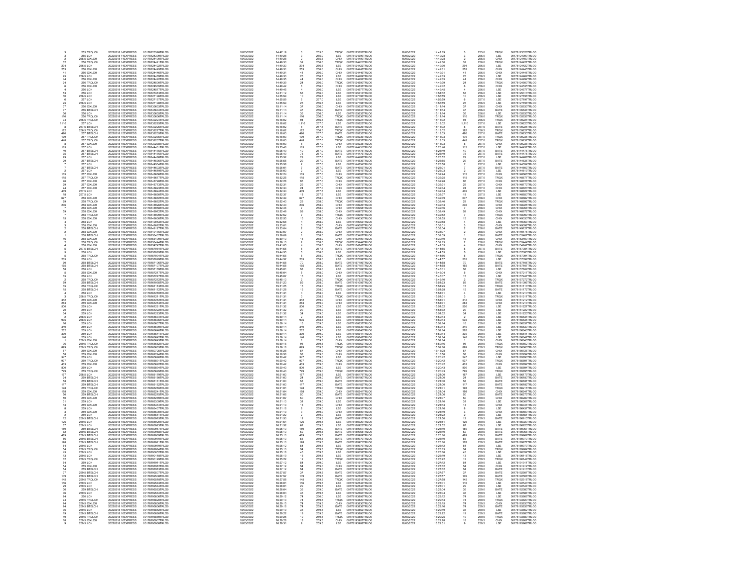| | | | | | | | | | | | | | | |
|---|---|---|---|---|---|---|---|---|---|---|---|---|---|---|
| 3 | 255 TRQLCH | 20220318 14EXPRESS | 00178123326TRLO0 | 18/03/2022 | 14:47:19 | 3 | 255.0 | TRQX | 00178123326TRLO0 | 18/03/2022 | 14:47:19 | 3 | 255.0 | TRQX | 00178123326TRLO0 |
| 3 | 255 LCH | 20220318 14EXPRESS | 00178124399TRLO0 | 18/03/2022 | 14:49:28 | 3 | 255.0 | LSE | 00178124399TRLO0 | 18/03/2022 | 14:49:28 | 3 | 255.0 | LSE | 00178124399TRLO0 |
| 2 | 255.5 CXLCH | 20220318 14EXPRESS | 00178124400TRLO0 | 18/03/2022 | 14:49:28 | 2 | 255.5 | CHIX | 00178124400TRLO0 | 18/03/2022 | 14:49:28 | 2 | 255.5 | CHIX | 00178124400TRLO0 |
| 32 | 256 TRQLCH | 20220318 14EXPRESS | 00178124421TRLO0 | 18/03/2022 | 14:49:30 | 32 | 256.0 | TRQX | 00178124421TRLO0 | 18/03/2022 | 14:49:30 | 32 | 256.0 | TRQX | 00178124421TRLO0 |
| 294 | 256.5 LCH | 20220318 14EXPRESS | 00178124422TRLO0 | 18/03/2022 | 14:49:30 | 294 | 256.5 | LSE | 00178124422TRLO0 | 18/03/2022 | 14:49:30 | 294 | 256.5 | LSE | 00178124422TRLO0 |
| 253 | 256 CXLCH | 20220318 14EXPRESS | 00178124445TRLO0 | 18/03/2022 | 14:49:31 | 253 | 256.0 | CHIX | 00178124445TRLO0 | 18/03/2022 | 14:49:31 | 253 | 256.0 | CHIX | 00178124445TRLO0 |
| 41 | 256 CXLCH | 20220318 14EXPRESS | 00178124446TRLO0 | 18/03/2022 | 14:49:31 | 41 | 256.0 | CHIX | 00178124446TRLO0 | 18/03/2022 | 14:49:31 | 41 | 256.0 | CHIX | 00178124446TRLO0 |
| 25 | 256.5 LCH | 20220318 14EXPRESS | 00178124469TRLO0 | 18/03/2022 | 14:49:33 | 25 | 256.5 | LSE | 00178124469TRLO0 | 18/03/2022 | 14:49:33 | 25 | 256.5 | LSE | 00178124469TRLO0 |
| 44 | 256 CXLCH | 20220318 14EXPRESS | 00178124492TRLO0 | 18/03/2022 | 14:49:35 | 44 | 256.0 | CHIX | 00178124492TRLO0 | 18/03/2022 | 14:49:35 | 44 | 256.0 | CHIX | 00178124492TRLO0 |
| 24 | 256 TRQLCH | 20220318 14EXPRESS | 00178124500TRLO0 | 18/03/2022 | 14:49:39 | 24 | 256.0 | TRQX | 00178124500TRLO0 | 18/03/2022 | 14:49:39 | 24 | 256.0 | TRQX | 00178124500TRLO0 |
| 6 | 256 CXLCH | 20220318 14EXPRESS | 00178124535TRLO0 | 18/03/2022 | 14:49:42 | 6 | 256.0 | CHIX | 00178124535TRLO0 | 18/03/2022 | 14:49:42 | 6 | 256.0 | CHIX | 00178124535TRLO0 |
| 4 | 256 LCH | 20220318 14EXPRESS | 00178124577TRLO0 | 18/03/2022 | 14:49:45 | 4 | 256.0 | LSE | 00178124577TRLO0 | 18/03/2022 | 14:49:45 | 4 | 256.0 | LSE | 00178124577TRLO0 |
| 53 | 256 LCH | 20220318 14EXPRESS | 00178125313TRLO0 | 18/03/2022 | 14:51:12 | 53 | 256.0 | LSE | 00178125313TRLO0 | 18/03/2022 | 14:51:12 | 53 | 256.0 | LSE | 00178125313TRLO0 |
| 10 | 256.5 LCH | 20220318 14EXPRESS | 00178127196TRLO0 | 18/03/2022 | 14:55:59 | 10 | 256.5 | LSE | 00178127196TRLO0 | 18/03/2022 | 14:55:59 | 10 | 256.5 | LSE | 00178127196TRLO0 |
| 6 | 257 LCH | 20220318 14EXPRESS | 00178127197TRLO0 | 18/03/2022 | 14:55:59 | 6 | 257.0 | LSE | 00178127197TRLO0 | 18/03/2022 | 14:55:59 | 6 | 257.0 | LSE | 00178127197TRLO0 |
| 25 | 256.5 LCH | 20220318 14EXPRESS | 00178127198TRLO0 | 18/03/2022 | 14:55:59 | 25 | 256.5 | LSE | 00178127198TRLO0 | 18/03/2022 | 14:55:59 | 25 | 256.5 | LSE | 00178127198TRLO0 |
| 37 | 256 CXLCH | 20220318 15EXPRESS | 00178135633TRLO0 | 18/03/2022 | 15:11:14 | 37 | 256.0 | CHIX | 00178135633TRLO0 | 18/03/2022 | 15:11:14 | 37 | 256.0 | CHIX | 00178135633TRLO0 |
| 37 | 256 BTELCH | 20220318 15EXPRESS | 00178135634TRLO0 | 18/03/2022 | 15:11:14 | 37 | 256.0 | BATE | 00178135634TRLO0 | 18/03/2022 | 15:11:14 | 37 | 256.0 | BATE | 00178135634TRLO0 |
| 36 | 256 LCH | 20220318 15EXPRESS | 00178135635TRLO0 | 18/03/2022 | 15:11:14 | 36 | 256.0 | LSE | 00178135635TRLO0 | 18/03/2022 | 15:11:14 | 36 | 256.0 | LSE | 00178135635TRLO0 |
| 110 | 256 TRQLCH | 20220318 15EXPRESS | 00178135636TRLO0 | 18/03/2022 | 15:11:14 | 110 | 256.0 | TRQX | 00178135636TRLO0 | 18/03/2022 | 15:11:14 | 110 | 256.0 | TRQX | 00178135636TRLO0 |
| 94 | 256.5 TRQLCH | 20220318 15EXPRESS | 00178139224TRLO0 | 18/03/2022 | 15:18:02 | 94 | 256.5 | TRQX | 00178139224TRLO0 | 18/03/2022 | 15:18:02 | 94 | 256.5 | TRQX | 00178139224TRLO0 |
| 1110 | 257 LCH | 20220318 15EXPRESS | 00178139225TRLO0 | 18/03/2022 | 15:18:02 | 1,110 | 257.0 | LSE | 00178139225TRLO0 | 18/03/2022 | 15:18:02 | 1,110 | 257.0 | LSE | 00178139225TRLO0 |
| 8 | 257.5 BTELCH | 20220318 15EXPRESS | 00178139226TRLO0 | 18/03/2022 | 15:18:02 | 8 | 257.5 | BATE | 00178139226TRLO0 | 18/03/2022 | 15:18:02 | 8 | 257.5 | BATE | 00178139226TRLO0 |
| 182 | 256.5 TRQLCH | 20220318 15EXPRESS | 00178139227TRLO0 | 18/03/2022 | 15:18:02 | 182 | 256.5 | TRQX | 00178139227TRLO0 | 18/03/2022 | 15:18:02 | 182 | 256.5 | TRQX | 00178139227TRLO0 |
| 490 | 257 BTELCH | 20220318 15EXPRESS | 00178139235TRLO0 | 18/03/2022 | 15:18:03 | 490 | 257.0 | BATE | 00178139235TRLO0 | 18/03/2022 | 15:18:03 | 490 | 257.0 | BATE | 00178139235TRLO0 |
| 179 | 257 TRQLCH | 20220318 15EXPRESS | 00178139236TRLO0 | 18/03/2022 | 15:18:03 | 179 | 257.0 | TRQX | 00178139236TRLO0 | 18/03/2022 | 15:18:03 | 179 | 257.0 | TRQX | 00178139236TRLO0 |
| 448 | 257 TRQLCH | 20220318 15EXPRESS | 00178139237TRLO0 | 18/03/2022 | 15:18:03 | 448 | 257.0 | TRQX | 00178139237TRLO0 | 18/03/2022 | 15:18:03 | 448 | 257.0 | TRQX | 00178139237TRLO0 |
| 8 | 257 CXLCH | 20220318 15EXPRESS | 00178139238TRLO0 | 18/03/2022 | 15:18:03 | 8 | 257.0 | CHIX | 00178139238TRLO0 | 18/03/2022 | 15:18:03 | 8 | 257.0 | CHIX | 00178139238TRLO0 |
| 115 | 257 LCH | 20220318 15EXPRESS | 00178144431TRLO0 | 18/03/2022 | 15:25:46 | 115 | 257.0 | LSE | 00178144431TRLO0 | 18/03/2022 | 15:25:46 | 115 | 257.0 | LSE | 00178144431TRLO0 |
| 40 | 257 BTELCH | 20220318 15EXPRESS | 00178144475TRLO0 | 18/03/2022 | 15:25:49 | 40 | 257.0 | BATE | 00178144475TRLO0 | 18/03/2022 | 15:25:49 | 40 | 257.0 | BATE | 00178144475TRLO0 |
| 75 | 257 BTELCH | 20220318 15EXPRESS | 00178144476TRLO0 | 18/03/2022 | 15:25:49 | 75 | 257.0 | BATE | 00178144476TRLO0 | 18/03/2022 | 15:25:49 | 75 | 257.0 | BATE | 00178144476TRLO0 |
| 29 | 257 LCH | 20220318 15EXPRESS | 00178144480TRLO0 | 18/03/2022 | 15:25:52 | 29 | 257.0 | LSE | 00178144480TRLO0 | 18/03/2022 | 15:25:52 | 29 | 257.0 | LSE | 00178144480TRLO0 |
| 29 | 257 BTELCH | 20220318 15EXPRESS | 00178144536TRLO0 | 18/03/2022 | 15:25:55 | 29 | 257.0 | BATE | 00178144536TRLO0 | 18/03/2022 | 15:25:55 | 29 | 257.0 | BATE | 00178144536TRLO0 |
| 7 | 257 LCH | 20220318 15EXPRESS | 00178144554TRLO0 | 18/03/2022 | 15:25:58 | 7 | 257.0 | LSE | 00178144554TRLO0 | 18/03/2022 | 15:25:58 | 7 | 257.0 | LSE | 00178144554TRLO0 |
| 7 | 257 BTELCH | 20220318 15EXPRESS | 00178144603TRLO0 | 18/03/2022 | 15:26:01 | 7 | 257.0 | BATE | 00178144603TRLO0 | 18/03/2022 | 15:26:01 | 7 | 257.0 | BATE | 00178144603TRLO0 |
| 2 | 257 LCH | 20220318 15EXPRESS | 00178144619TRLO0 | 18/03/2022 | 15:26:03 | 2 | 257.0 | LSE | 00178144619TRLO0 | 18/03/2022 | 15:26:03 | 2 | 257.0 | LSE | 00178144619TRLO0 |
| 115 | 257 CXLCH | 20220318 15EXPRESS | 00178148666TRLO0 | 18/03/2022 | 15:32:24 | 115 | 257.0 | CHIX | 00178148666TRLO0 | 18/03/2022 | 15:32:24 | 115 | 257.0 | CHIX | 00178148666TRLO0 |
| 115 | 257 TRQLCH | 20220318 15EXPRESS | 00178148677TRLO0 | 18/03/2022 | 15:32:25 | 115 | 257.0 | TRQX | 00178148677TRLO0 | 18/03/2022 | 15:32:25 | 115 | 257.0 | TRQX | 00178148677TRLO0 |
| 96 | 257 CXLCH | 20220318 15EXPRESS | 00178148728TRLO0 | 18/03/2022 | 15:32:28 | 96 | 257.0 | CHIX | 00178148728TRLO0 | 18/03/2022 | 15:32:28 | 96 | 257.0 | CHIX | 00178148728TRLO0 |
| 29 | 257 CXLCH | 20220318 15EXPRESS | 00178148773TRLO0 | 18/03/2022 | 15:32:31 | 29 | 257.0 | CHIX | 00178148773TRLO0 | 18/03/2022 | 15:32:31 | 29 | 257.0 | CHIX | 00178148773TRLO0 |
| 24 | 257 CXLCH | 20220318 15EXPRESS | 00178148823TRLO0 | 18/03/2022 | 15:32:34 | 24 | 257.0 | CHIX | 00178148823TRLO0 | 18/03/2022 | 15:32:34 | 24 | 257.0 | CHIX | 00178148823TRLO0 |
| 439 | 257.5 LCH | 20220318 15EXPRESS | 00178148824TRLO0 | 18/03/2022 | 15:32:34 | 439 | 257.5 | LSE | 00178148824TRLO0 | 18/03/2022 | 15:32:34 | 439 | 257.5 | LSE | 00178148824TRLO0 |
| 18 | 257.5 LCH | 20220318 15EXPRESS | 00178148850TRLO0 | 18/03/2022 | 15:32:37 | 18 | 257.5 | LSE | 00178148850TRLO0 | 18/03/2022 | 15:32:37 | 18 | 257.5 | LSE | 00178148850TRLO0 |
| 677 | 258 CXLCH | 20220318 15EXPRESS | 00178148882TRLO0 | 18/03/2022 | 15:32:39 | 677 | 258.0 | CHIX | 00178148882TRLO0 | 18/03/2022 | 15:32:39 | 677 | 258.0 | CHIX | 00178148882TRLO0 |
| 29 | 258 TRQLCH | 20220318 15EXPRESS | 00178148892TRLO0 | 18/03/2022 | 15:32:40 | 29 | 258.0 | TRQX | 00178148892TRLO0 | 18/03/2022 | 15:32:40 | 29 | 258.0 | TRQX | 00178148892TRLO0 |
| 236 | 258 CXLCH | 20220318 15EXPRESS | 00178148926TRLO0 | 18/03/2022 | 15:32:43 | 236 | 258.0 | CHIX | 00178148926TRLO0 | 18/03/2022 | 15:32:43 | 236 | 258.0 | CHIX | 00178148926TRLO0 |
| 7 | 258 CXLCH | 20220318 15EXPRESS | 00178148958TRLO0 | 18/03/2022 | 15:32:46 | 7 | 258.0 | CHIX | 00178148958TRLO0 | 18/03/2022 | 15:32:46 | 7 | 258.0 | CHIX | 00178148958TRLO0 |
| 59 | 258 CXLCH | 20220318 15EXPRESS | 00178148972TRLO0 | 18/03/2022 | 15:32:49 | 59 | 258.0 | CHIX | 00178148972TRLO0 | 18/03/2022 | 15:32:49 | 59 | 258.0 | CHIX | 00178148972TRLO0 |
| 7 | 258 TRQLCH | 20220318 15EXPRESS | 00178148990TRLO0 | 18/03/2022 | 15:32:52 | 7 | 258.0 | TRQX | 00178148990TRLO0 | 18/03/2022 | 15:32:52 | 7 | 258.0 | TRQX | 00178148990TRLO0 |
| 15 | 258 CXLCH | 20220318 15EXPRESS | 00178149030TRLO0 | 18/03/2022 | 15:32:55 | 15 | 258.0 | CHIX | 00178149030TRLO0 | 18/03/2022 | 15:32:55 | 15 | 258.0 | CHIX | 00178149030TRLO0 |
| 4 | 258 LCH | 20220318 15EXPRESS | 00178149053TRLO0 | 18/03/2022 | 15:32:58 | 4 | 258.0 | LSE | 00178149053TRLO0 | 18/03/2022 | 15:32:58 | 4 | 258.0 | LSE | 00178149053TRLO0 |
| 3 | 258 CXLCH | 20220318 15EXPRESS | 00178149092TRLO0 | 18/03/2022 | 15:33:01 | 3 | 258.0 | CHIX | 00178149092TRLO0 | 18/03/2022 | 15:33:01 | 3 | 258.0 | CHIX | 00178149092TRLO0 |
| 2 | 258 BTELCH | 20220318 15EXPRESS | 00178149127TRLO0 | 18/03/2022 | 15:33:04 | 2 | 258.0 | BATE | 00178149127TRLO0 | 18/03/2022 | 15:33:04 | 2 | 258.0 | BATE | 00178149127TRLO0 |
| 2 | 258 CXLCH | 20220318 15EXPRESS | 00178149175TRLO0 | 18/03/2022 | 15:33:07 | 2 | 258.0 | CHIX | 00178149175TRLO0 | 18/03/2022 | 15:33:07 | 2 | 258.0 | CHIX | 00178149175TRLO0 |
| 1 | 258 BTELCH | 20220318 15EXPRESS | 00178153407TRLO0 | 18/03/2022 | 15:39:09 | 1 | 258.0 | BATE | 00178153407TRLO0 | 18/03/2022 | 15:39:09 | 1 | 258.0 | BATE | 00178153407TRLO0 |
| 16 | 258 CXLCH | 20220318 15EXPRESS | 00178153409TRLO0 | 18/03/2022 | 15:39:10 | 16 | 258.0 | CHIX | 00178153409TRLO0 | 18/03/2022 | 15:39:10 | 16 | 258.0 | CHIX | 00178153409TRLO0 |
| 2 | 258 TRQLCH | 20220318 15EXPRESS | 00178153444TRLO0 | 18/03/2022 | 15:39:13 | 2 | 258.0 | TRQX | 00178153444TRLO0 | 18/03/2022 | 15:39:13 | 2 | 258.0 | TRQX | 00178153444TRLO0 |
| 4 | 258 CXLCH | 20220318 15EXPRESS | 00178154747TRLO0 | 18/03/2022 | 15:41:05 | 4 | 258.0 | CHIX | 00178154747TRLO0 | 18/03/2022 | 15:41:05 | 4 | 258.0 | CHIX | 00178154747TRLO0 |
| 5 | 257.5 BTELCH | 20220318 15EXPRESS | 00178157084TRLO0 | 18/03/2022 | 15:44:55 | 5 | 257.5 | BATE | 00178157084TRLO0 | 18/03/2022 | 15:44:55 | 5 | 257.5 | BATE | 00178157084TRLO0 |
| 5 | 258 LCH | 20220318 15EXPRESS | 00178157085TRLO0 | 18/03/2022 | 15:44:55 | 5 | 258.0 | LSE | 00178157085TRLO0 | 18/03/2022 | 15:44:55 | 5 | 258.0 | LSE | 00178157085TRLO0 |
| 5 | 258 TRQLCH | 20220318 15EXPRESS | 00178157094TRLO0 | 18/03/2022 | 15:44:56 | 5 | 258.0 | TRQX | 00178157094TRLO0 | 18/03/2022 | 15:44:56 | 5 | 258.0 | TRQX | 00178157094TRLO0 |
| 235 | 258 LCH | 20220318 15EXPRESS | 00178157099TRLO0 | 18/03/2022 | 15:44:57 | 235 | 258.0 | LSE | 00178157099TRLO0 | 18/03/2022 | 15:44:57 | 235 | 258.0 | LSE | 00178157099TRLO0 |
| 70 | 258 BTELCH | 20220318 15EXPRESS | 00178157106TRLO0 | 18/03/2022 | 15:44:58 | 70 | 258.0 | BATE | 00178157106TRLO0 | 18/03/2022 | 15:44:58 | 70 | 258.0 | BATE | 00178157106TRLO0 |
| 165 | 258 BTELCH | 20220318 15EXPRESS | 00178157107TRLO0 | 18/03/2022 | 15:44:58 | 165 | 258.0 | BATE | 00178157107TRLO0 | 18/03/2022 | 15:44:58 | 165 | 258.0 | BATE | 00178157107TRLO0 |
| 58 | 258 LCH | 20220318 15EXPRESS | 00178157169TRLO0 | 18/03/2022 | 15:45:01 | 58 | 258.0 | LSE | 00178157169TRLO0 | 18/03/2022 | 15:45:01 | 58 | 258.0 | LSE | 00178157169TRLO0 |
| 5 | 258 CXLCH | 20220318 15EXPRESS | 00178157217TRLO0 | 18/03/2022 | 15:45:04 | 5 | 258.0 | CHIX | 00178157217TRLO0 | 18/03/2022 | 15:45:04 | 5 | 258.0 | CHIX | 00178157217TRLO0 |
| 15 | 258 LCH | 20220318 15EXPRESS | 00178157247TRLO0 | 18/03/2022 | 15:45:07 | 15 | 258.0 | LSE | 00178157247TRLO0 | 18/03/2022 | 15:45:07 | 15 | 258.0 | LSE | 00178157247TRLO0 |
| 2 | 258 TRQLCH | 20220318 15EXPRESS | 00178157272TRLO0 | 18/03/2022 | 15:45:10 | 2 | 258.0 | TRQX | 00178157272TRLO0 | 18/03/2022 | 15:45:10 | 2 | 258.0 | TRQX | 00178157272TRLO0 |
| 59 | 258 BTELCH | 20220318 15EXPRESS | 00178161095TRLO0 | 18/03/2022 | 15:51:23 | 59 | 258.0 | BATE | 00178161095TRLO0 | 18/03/2022 | 15:51:23 | 59 | 258.0 | BATE | 00178161095TRLO0 |
| 15 | 258 TRQLCH | 20220318 15EXPRESS | 00178161113TRLO0 | 18/03/2022 | 15:51:25 | 15 | 258.0 | TRQX | 00178161113TRLO0 | 18/03/2022 | 15:51:25 | 15 | 258.0 | TRQX | 00178161113TRLO0 |
| 15 | 258 BTELCH | 20220318 15EXPRESS | 00178161172TRLO0 | 18/03/2022 | 15:51:28 | 15 | 258.0 | BATE | 00178161172TRLO0 | 18/03/2022 | 15:51:28 | 15 | 258.0 | BATE | 00178161172TRLO0 |
| 4 | 258 LCH | 20220318 15EXPRESS | 00178161210TRLO0 | 18/03/2022 | 15:51:31 | 4 | 258.0 | LSE | 00178161210TRLO0 | 18/03/2022 | 15:51:31 | 4 | 258.0 | LSE | 00178161210TRLO0 |
| 3 | 258.5 TRQLCH | 20220318 15EXPRESS | 00178161211TRLO0 | 18/03/2022 | 15:51:31 | 3 | 258.5 | TRQX | 00178161211TRLO0 | 18/03/2022 | 15:51:31 | 3 | 258.5 | TRQX | 00178161211TRLO0 |
| 312 | 259 CXLCH | 20220318 15EXPRESS | 00178161212TRLO0 | 18/03/2022 | 15:51:31 | 312 | 259.0 | CHIX | 00178161212TRLO0 | 18/03/2022 | 15:51:31 | 312 | 259.0 | CHIX | 00178161212TRLO0 |
| 283 | 259 CXLCH | 20220318 15EXPRESS | 00178161213TRLO0 | 18/03/2022 | 15:51:31 | 283 | 259.0 | CHIX | 00178161213TRLO0 | 18/03/2022 | 15:51:31 | 283 | 259.0 | CHIX | 00178161213TRLO0 |
| 500 | 259 LCH | 20220318 15EXPRESS | 00178161221TRLO0 | 18/03/2022 | 15:51:32 | 500 | 259.0 | LSE | 00178161221TRLO0 | 18/03/2022 | 15:51:32 | 500 | 259.0 | LSE | 00178161221TRLO0 |
| 20 | 259 LCH | 20220318 15EXPRESS | 00178161222TRLO0 | 18/03/2022 | 15:51:32 | 20 | 259.0 | LSE | 00178161222TRLO0 | 18/03/2022 | 15:51:32 | 20 | 259.0 | LSE | 00178161222TRLO0 |
| 34 | 259 LCH | 20220318 15EXPRESS | 00178161223TRLO0 | 18/03/2022 | 15:51:32 | 34 | 259.0 | LSE | 00178161223TRLO0 | 18/03/2022 | 15:51:32 | 34 | 259.0 | LSE | 00178161223TRLO0 |
| 2 | 258.5 LCH | 20220318 15EXPRESS | 00178166634TRLO0 | 18/03/2022 | 15:59:14 | 2 | 258.5 | LSE | 00178166634TRLO0 | 18/03/2022 | 15:59:14 | 2 | 258.5 | LSE | 00178166634TRLO0 |
| 935 | 258.5 LCH | 20220318 15EXPRESS | 00178166635TRLO0 | 18/03/2022 | 15:59:14 | 935 | 258.5 | LSE | 00178166635TRLO0 | 18/03/2022 | 15:59:14 | 935 | 258.5 | LSE | 00178166635TRLO0 |
| 16 | 259 LCH | 20220318 15EXPRESS | 00178166637TRLO0 | 18/03/2022 | 15:59:14 | 16 | 259.0 | LSE | 00178166637TRLO0 | 18/03/2022 | 15:59:14 | 16 | 259.0 | LSE | 00178166637TRLO0 |
| 340 | 259 LCH | 20220318 15EXPRESS | 00178166639TRLO0 | 18/03/2022 | 15:59:14 | 340 | 259.0 | LSE | 00178166639TRLO0 | 18/03/2022 | 15:59:14 | 340 | 259.0 | LSE | 00178166639TRLO0 |
| 262 | 259 LCH | 20220318 15EXPRESS | 00178166640TRLO0 | 18/03/2022 | 15:59:14 | 262 | 259.0 | LSE | 00178166640TRLO0 | 18/03/2022 | 15:59:14 | 262 | 259.0 | LSE | 00178166640TRLO0 |
| 330 | 259 LCH | 20220318 15EXPRESS | 00178166641TRLO0 | 18/03/2022 | 15:59:14 | 330 | 259.0 | LSE | 00178166641TRLO0 | 18/03/2022 | 15:59:14 | 330 | 259.0 | LSE | 00178166641TRLO0 |
| 146 | 259 LCH | 20220318 15EXPRESS | 00178166642TRLO0 | 18/03/2022 | 15:59:14 | 146 | 259.0 | LSE | 00178166642TRLO0 | 18/03/2022 | 15:59:14 | 146 | 259.0 | LSE | 00178166642TRLO0 |
| 1 | 259.5 CXLCH | 20220318 15EXPRESS | 00178166643TRLO0 | 18/03/2022 | 15:59:14 | 1 | 259.5 | CHIX | 00178166643TRLO0 | 18/03/2022 | 15:59:14 | 1 | 259.5 | CHIX | 00178166643TRLO0 |
| 96 | 259.5 TRQLCH | 20220318 15EXPRESS | 00178166662TRLO0 | 18/03/2022 | 15:59:16 | 96 | 259.5 | TRQX | 00178166662TRLO0 | 18/03/2022 | 15:59:16 | 96 | 259.5 | TRQX | 00178166662TRLO0 |
| 899 | 259.5 TRQLCH | 20220318 15EXPRESS | 00178166663TRLO0 | 18/03/2022 | 15:59:16 | 899 | 259.5 | TRQX | 00178166663TRLO0 | 18/03/2022 | 15:59:16 | 899 | 259.5 | TRQX | 00178166663TRLO0 |
| 57 | 259 CXLCH | 20220318 16EXPRESS | 00178180725TRLO0 | 18/03/2022 | 16:15:28 | 57 | 259.0 | CHIX | 00178180725TRLO0 | 18/03/2022 | 16:15:28 | 57 | 259.0 | CHIX | 00178180725TRLO0 |
| 58 | 259 CXLCH | 20220318 16EXPRESS | 00178182294TRLO0 | 18/03/2022 | 16:16:56 | 58 | 259.0 | CHIX | 00178182294TRLO0 | 18/03/2022 | 16:16:56 | 58 | 259.0 | CHIX | 00178182294TRLO0 |
| 547 | 259 LCH | 20220318 16EXPRESS | 00178185890TRLO0 | 18/03/2022 | 16:20:42 | 547 | 259.0 | LSE | 00178185890TRLO0 | 18/03/2022 | 16:20:42 | 547 | 259.0 | LSE | 00178185890TRLO0 |
| 937 | 259 TRQLCH | 20220318 16EXPRESS | 00178185891TRLO0 | 18/03/2022 | 16:20:42 | 937 | 259.0 | TRQX | 00178185891TRLO0 | 18/03/2022 | 16:20:42 | 937 | 259.0 | TRQX | 00178185891TRLO0 |
| 433 | 259 CXLCH | 20220318 16EXPRESS | 00178185892TRLO0 | 18/03/2022 | 16:20:42 | 433 | 259.0 | CHIX | 00178185892TRLO0 | 18/03/2022 | 16:20:42 | 433 | 259.0 | CHIX | 00178185892TRLO0 |
| 800 | 259 LCH | 20220318 16EXPRESS | 00178185894TRLO0 | 18/03/2022 | 16:20:43 | 800 | 259.0 | LSE | 00178185894TRLO0 | 18/03/2022 | 16:20:43 | 800 | 259.0 | LSE | 00178185894TRLO0 |
| 799 | 259 TRQLCH | 20220318 16EXPRESS | 00178185895TRLO0 | 18/03/2022 | 16:20:43 | 799 | 259.0 | TRQX | 00178185895TRLO0 | 18/03/2022 | 16:20:43 | 799 | 259.0 | TRQX | 00178185895TRLO0 |
| 167 | 258.5 LCH | 20220318 16EXPRESS | 00178186179TRLO0 | 18/03/2022 | 16:21:00 | 167 | 258.5 | LSE | 00178186179TRLO0 | 18/03/2022 | 16:21:00 | 167 | 258.5 | LSE | 00178186179TRLO0 |
| 24 | 259 BTELCH | 20220318 16EXPRESS | 00178186180TRLO0 | 18/03/2022 | 16:21:00 | 24 | 259.0 | BATE | 00178186180TRLO0 | 18/03/2022 | 16:21:00 | 24 | 259.0 | BATE | 00178186180TRLO0 |
| 58 | 259 BTELCH | 20220318 16EXPRESS | 00178186181TRLO0 | 18/03/2022 | 16:21:00 | 58 | 259.0 | BATE | 00178186181TRLO0 | 18/03/2022 | 16:21:00 | 58 | 259.0 | BATE | 00178186181TRLO0 |
| 117 | 259 BTELCH | 20220318 16EXPRESS | 00178186182TRLO0 | 18/03/2022 | 16:21:00 | 117 | 259.0 | BATE | 00178186182TRLO0 | 18/03/2022 | 16:21:00 | 117 | 259.0 | BATE | 00178186182TRLO0 |
| 198 | 259 TRQLCH | 20220318 16EXPRESS | 00178186216TRLO0 | 18/03/2022 | 16:21:01 | 198 | 259.0 | TRQX | 00178186216TRLO0 | 18/03/2022 | 16:21:01 | 198 | 259.0 | TRQX | 00178186216TRLO0 |
| 198 | 259 CXLCH | 20220318 16EXPRESS | 00178186241TRLO0 | 18/03/2022 | 16:21:04 | 198 | 259.0 | CHIX | 00178186241TRLO0 | 18/03/2022 | 16:21:04 | 198 | 259.0 | CHIX | 00178186241TRLO0 |
| 50 | 259 BTELCH | 20220318 16EXPRESS | 00178186275TRLO0 | 18/03/2022 | 16:21:06 | 50 | 259.0 | BATE | 00178186275TRLO0 | 18/03/2022 | 16:21:06 | 50 | 259.0 | BATE | 00178186275TRLO0 |
| 50 | 259 CXLCH | 20220318 16EXPRESS | 00178186289TRLO0 | 18/03/2022 | 16:21:07 | 50 | 259.0 | CHIX | 00178186289TRLO0 | 18/03/2022 | 16:21:07 | 50 | 259.0 | CHIX | 00178186289TRLO0 |
| 31 | 259 LCH | 20220318 16EXPRESS | 00178186309TRLO0 | 18/03/2022 | 16:21:10 | 31 | 259.0 | LSE | 00178186309TRLO0 | 18/03/2022 | 16:21:10 | 31 | 259.0 | LSE | 00178186309TRLO0 |
| 13 | 259 CXLCH | 20220318 16EXPRESS | 00178186344TRLO0 | 18/03/2022 | 16:21:13 | 13 | 259.0 | CHIX | 00178186344TRLO0 | 18/03/2022 | 16:21:13 | 13 | 259.0 | CHIX | 00178186344TRLO0 |
| 8 | 259 LCH | 20220318 16EXPRESS | 00178186437TRLO0 | 18/03/2022 | 16:21:16 | 8 | 259.0 | LSE | 00178186437TRLO0 | 18/03/2022 | 16:21:16 | 8 | 259.0 | LSE | 00178186437TRLO0 |
| 3 | 259 CXLCH | 20220318 16EXPRESS | 00178186500TRLO0 | 18/03/2022 | 16:21:19 | 3 | 259.0 | CHIX | 00178186500TRLO0 | 18/03/2022 | 16:21:19 | 3 | 259.0 | CHIX | 00178186500TRLO0 |
| 2 | 259 LCH | 20220318 16EXPRESS | 00178186561TRLO0 | 18/03/2022 | 16:21:22 | 2 | 259.0 | LSE | 00178186561TRLO0 | 18/03/2022 | 16:21:22 | 2 | 259.0 | LSE | 00178186561TRLO0 |
| 12 | 259.5 BTELCH | 20220318 16EXPRESS | 00178186915TRLO0 | 18/03/2022 | 16:21:50 | 12 | 259.5 | BATE | 00178186915TRLO0 | 18/03/2022 | 16:21:50 | 12 | 259.5 | BATE | 00178186915TRLO0 |
| 126 | 259.5 LCH | 20220318 16EXPRESS | 00178186920TRLO0 | 18/03/2022 | 16:21:51 | 126 | 259.5 | LSE | 00178186920TRLO0 | 18/03/2022 | 16:21:51 | 126 | 259.5 | LSE | 00178186920TRLO0 |
| 67 | 259.5 LCH | 20220318 16EXPRESS | 00178186923TRLO0 | 18/03/2022 | 16:21:52 | 67 | 259.5 | LSE | 00178186923TRLO0 | 18/03/2022 | 16:21:52 | 67 | 259.5 | LSE | 00178186923TRLO0 |
| 180 | 259 BTELCH | 20220318 16EXPRESS | 00178189966TRLO0 | 18/03/2022 | 16:25:10 | 180 | 259.0 | BATE | 00178189966TRLO0 | 18/03/2022 | 16:25:10 | 180 | 259.0 | BATE | 00178189966TRLO0 |
| 62 | 259.5 BTELCH | 20220318 16EXPRESS | 00178189968TRLO0 | 18/03/2022 | 16:25:10 | 62 | 259.5 | BATE | 00178189968TRLO0 | 18/03/2022 | 16:25:10 | 62 | 259.5 | BATE | 00178189968TRLO0 |
| 489 | 259.5 BTELCH | 20220318 16EXPRESS | 00178189969TRLO0 | 18/03/2022 | 16:25:10 | 489 | 259.5 | BATE | 00178189969TRLO0 | 18/03/2022 | 16:25:10 | 489 | 259.5 | BATE | 00178189969TRLO0 |
| 56 | 259.5 BTELCH | 20220318 16EXPRESS | 00178189970TRLO0 | 18/03/2022 | 16:25:10 | 56 | 259.5 | BATE | 00178189970TRLO0 | 18/03/2022 | 16:25:10 | 56 | 259.5 | BATE | 00178189970TRLO0 |
| 178 | 259.5 BTELCH | 20220318 16EXPRESS | 00178189971TRLO0 | 18/03/2022 | 16:25:10 | 178 | 259.5 | BATE | 00178189971TRLO0 | 18/03/2022 | 16:25:10 | 178 | 259.5 | BATE | 00178189971TRLO0 |
| 54 | 259.5 LCH | 20220318 16EXPRESS | 00178189979TRLO0 | 18/03/2022 | 16:25:12 | 54 | 259.5 | LSE | 00178189979TRLO0 | 18/03/2022 | 16:25:12 | 54 | 259.5 | LSE | 00178189979TRLO0 |
| 54 | 259.5 TRQLCH | 20220318 16EXPRESS | 00178189984TRLO0 | 18/03/2022 | 16:25:13 | 54 | 259.5 | TRQX | 00178189984TRLO0 | 18/03/2022 | 16:25:13 | 54 | 259.5 | TRQX | 00178189984TRLO0 |
| 45 | 259.5 LCH | 20220318 16EXPRESS | 00178190052TRLO0 | 18/03/2022 | 16:25:16 | 45 | 259.5 | LSE | 00178190052TRLO0 | 18/03/2022 | 16:25:16 | 45 | 259.5 | LSE | 00178190052TRLO0 |
| 13 | 259.5 LCH | 20220318 16EXPRESS | 00178190118TRLO0 | 18/03/2022 | 16:25:19 | 13 | 259.5 | LSE | 00178190118TRLO0 | 18/03/2022 | 16:25:19 | 13 | 259.5 | LSE | 00178190118TRLO0 |
| 12 | 259.5 TRQLCH | 20220318 16EXPRESS | 00178190149TRLO0 | 18/03/2022 | 16:25:22 | 12 | 259.5 | TRQX | 00178190149TRLO0 | 18/03/2022 | 16:25:22 | 12 | 259.5 | TRQX | 00178190149TRLO0 |
| 54 | 259 LCH | 20220318 16EXPRESS | 00178191911TRLO0 | 18/03/2022 | 16:27:12 | 54 | 259.0 | LSE | 00178191911TRLO0 | 18/03/2022 | 16:27:12 | 54 | 259.0 | LSE | 00178191911TRLO0 |
| 54 | 259 CXLCH | 20220318 16EXPRESS | 00178191912TRLO0 | 18/03/2022 | 16:27:12 | 54 | 259.0 | CHIX | 00178191912TRLO0 | 18/03/2022 | 16:27:12 | 54 | 259.0 | CHIX | 00178191912TRLO0 |
| 54 | 259 BTELCH | 20220318 16EXPRESS | 00178191913TRLO0 | 18/03/2022 | 16:27:12 | 54 | 259.0 | BATE | 00178191913TRLO0 | 18/03/2022 | 16:27:12 | 54 | 259.0 | BATE | 00178191913TRLO0 |
| 37 | 259.5 BTELCH | 20220318 16EXPRESS | 00178192507TRLO0 | 18/03/2022 | 16:27:57 | 37 | 259.5 | BATE | 00178192507TRLO0 | 18/03/2022 | 16:27:57 | 37 | 259.5 | BATE | 00178192507TRLO0 |
| 109 | 259.5 BTELCH | 20220318 16EXPRESS | 00178192508TRLO0 | 18/03/2022 | 16:27:57 | 109 | 259.5 | BATE | 00178192508TRLO0 | 18/03/2022 | 16:27:57 | 109 | 259.5 | BATE | 00178192508TRLO0 |
| 145 | 259.5 TRQLCH | 20220318 16EXPRESS | 00178192518TRLO0 | 18/03/2022 | 16:27:58 | 145 | 259.5 | TRQX | 00178192518TRLO0 | 18/03/2022 | 16:27:58 | 145 | 259.5 | TRQX | 00178192518TRLO0 |
| 116 | 259.5 LCH | 20220318 16EXPRESS | 00178192543TRLO0 | 18/03/2022 | 16:28:01 | 116 | 259.5 | LSE | 00178192543TRLO0 | 18/03/2022 | 16:28:01 | 116 | 259.5 | LSE | 00178192543TRLO0 |
| 29 | 259.5 LCH | 20220318 16EXPRESS | 00178192544TRLO0 | 18/03/2022 | 16:28:01 | 29 | 259.5 | LSE | 00178192544TRLO0 | 18/03/2022 | 16:28:01 | 29 | 259.5 | LSE | 00178192544TRLO0 |
| 36 | 259 BTELCH | 20220318 16EXPRESS | 00178192583TRLO0 | 18/03/2022 | 16:28:04 | 36 | 259.5 | BATE | 00178192583TRLO0 | 18/03/2022 | 16:28:04 | 36 | 259.5 | BATE | 00178192583TRLO0 |
| 36 | 259.5 LCH | 20220318 16EXPRESS | 00178192584TRLO0 | 18/03/2022 | 16:28:04 | 36 | 259.5 | LSE | 00178192584TRLO0 | 18/03/2022 | 16:28:04 | 36 | 259.5 | LSE | 00178192584TRLO0 |
| 74 | 260 LCH | 20220318 16EXPRESS | 00178193806TRLO0 | 18/03/2022 | 16:29:12 | 74 | 260.0 | LSE | 00178193806TRLO0 | 18/03/2022 | 16:29:12 | 74 | 260.0 | LSE | 00178193806TRLO0 |
| 74 | 259.5 TRQLCH | 20220318 16EXPRESS | 00178193820TRLO0 | 18/03/2022 | 16:29:13 | 74 | 259.5 | TRQX | 00178193820TRLO0 | 18/03/2022 | 16:29:13 | 74 | 259.5 | TRQX | 00178193820TRLO0 |
| 74 | 259.5 CXLCH | 20220318 16EXPRESS | 00178193830TRLO0 | 18/03/2022 | 16:29:15 | 74 | 259.5 | CHIX | 00178193830TRLO0 | 18/03/2022 | 16:29:15 | 74 | 259.5 | CHIX | 00178193830TRLO0 |
| 74 | 259.5 TRQLCH | 20220318 16EXPRESS | 00178193836TRLO0 | 18/03/2022 | 16:29:16 | 74 | 259.5 | TRQX | 00178193836TRLO0 | 18/03/2022 | 16:29:16 | 74 | 259.5 | TRQX | 00178193836TRLO0 |
| 36 | 259.5 LCH | 20220318 16EXPRESS | 00178193852TRLO0 | 18/03/2022 | 16:29:19 | 36 | 259.5 | LSE | 00178193852TRLO0 | 18/03/2022 | 16:29:19 | 36 | 259.5 | LSE | 00178193852TRLO0 |
| 19 | 259.5 BTELCH | 20220318 16EXPRESS | 00178193880TRLO0 | 18/03/2022 | 16:29:22 | 19 | 259.5 | BATE | 00178193880TRLO0 | 18/03/2022 | 16:29:22 | 19 | 259.5 | BATE | 00178193880TRLO0 |
| 19 | 259.5 TRQLCH | 20220318 16EXPRESS | 00178193899TRLO0 | 18/03/2022 | 16:29:25 | 19 | 259.5 | TRQX | 00178193899TRLO0 | 18/03/2022 | 16:29:25 | 19 | 259.5 | TRQX | 00178193899TRLO0 |
| 18 | 259.5 CXLCH | 20220318 16EXPRESS | 00178193907TRLO0 | 18/03/2022 | 16:29:28 | 18 | 259.5 | CHIX | 00178193907TRLO0 | 18/03/2022 | 16:29:28 | 18 | 259.5 | CHIX | 00178193907TRLO0 |
| 9 | 259.5 LCH | 20220318 16EXPRESS | 00178193968TRLO0 | 18/03/2022 | 16:29:31 | 9 | 259.5 | LSE | 00178193968TRLO0 | 18/03/2022 | 16:29:31 | 9 | 259.5 | LSE | 00178193968TRLO0 |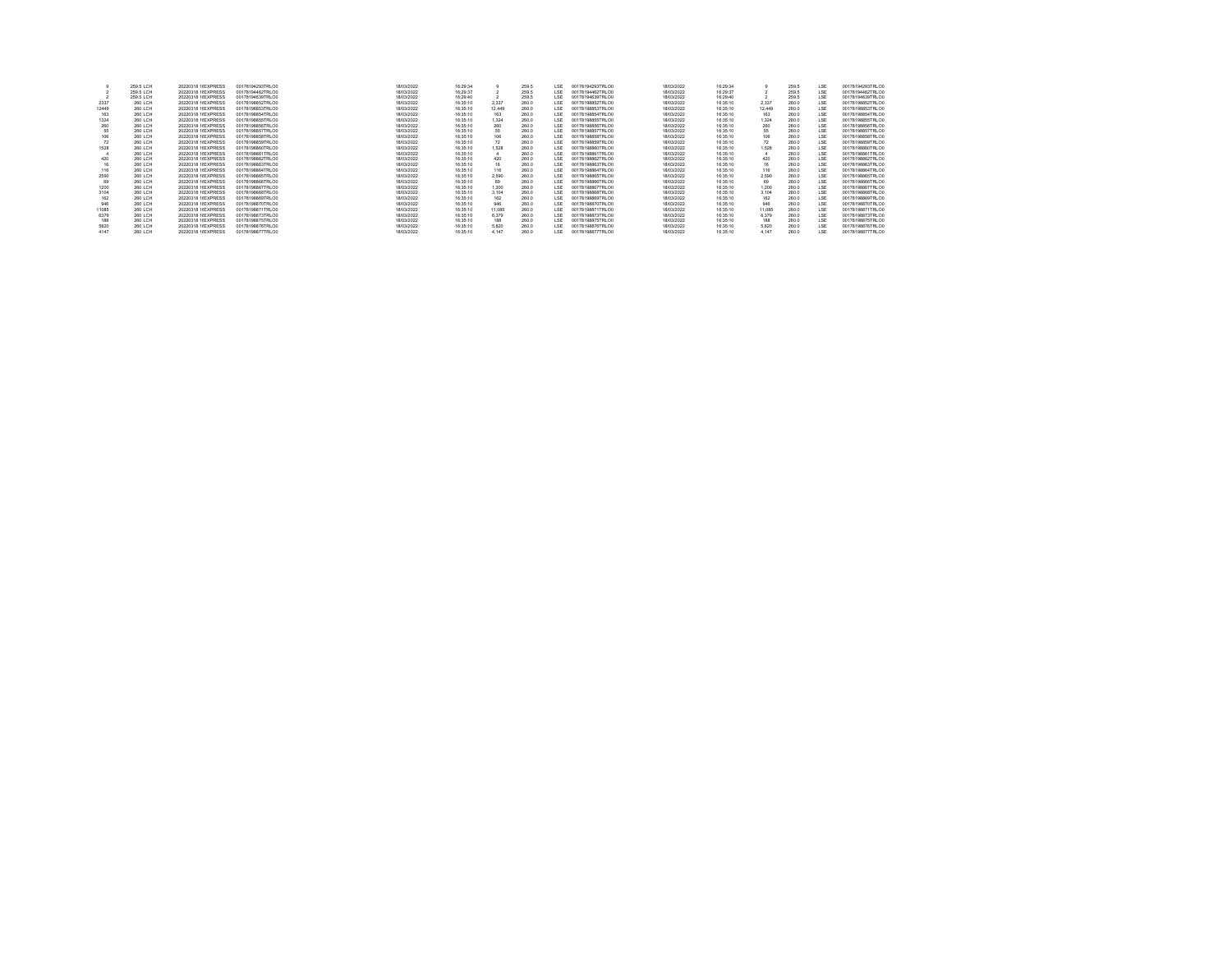| | | | | | | | | | | | | | | | | | |
|---|---|---|---|---|---|---|---|---|---|---|---|---|---|---|---|---|---|
| 9 | 259.5 | LCH | 20220318 | 16EXPRESS | 00178194293TRLO0 | 18/03/2022 | 16:29:34 | 9 | 259.5 | LSE | 00178194293TRLO0 | 18/03/2022 | 16:29:34 | 9 | 259.5 | LSE | 00178194293TRLO0 |
| 2 | 259.5 | LCH | 20220318 | 16EXPRESS | 00178194462TRLO0 | 18/03/2022 | 16:29:37 | 2 | 259.5 | LSE | 00178194462TRLO0 | 18/03/2022 | 16:29:37 | 2 | 259.5 | LSE | 00178194462TRLO0 |
| 2 | 259.5 | LCH | 20220318 | 16EXPRESS | 00178194639TRLO0 | 18/03/2022 | 16:29:40 | 2 | 259.5 | LSE | 00178194639TRLO0 | 18/03/2022 | 16:29:40 | 2 | 259.5 | LSE | 00178194639TRLO0 |
| 2337 | 260 | LCH | 20220318 | 16EXPRESS | 00178198852TRLO0 | 18/03/2022 | 16:35:10 | 2,337 | 260.0 | LSE | 00178198852TRLO0 | 18/03/2022 | 16:35:10 | 2,337 | 260.0 | LSE | 00178198852TRLO0 |
| 12449 | 260 | LCH | 20220318 | 16EXPRESS | 00178198853TRLO0 | 18/03/2022 | 16:35:10 | 12,449 | 260.0 | LSE | 00178198853TRLO0 | 18/03/2022 | 16:35:10 | 12,449 | 260.0 | LSE | 00178198853TRLO0 |
| 163 | 260 | LCH | 20220318 | 16EXPRESS | 00178198854TRLO0 | 18/03/2022 | 16:35:10 | 163 | 260.0 | LSE | 00178198854TRLO0 | 18/03/2022 | 16:35:10 | 163 | 260.0 | LSE | 00178198854TRLO0 |
| 1324 | 260 | LCH | 20220318 | 16EXPRESS | 00178198855TRLO0 | 18/03/2022 | 16:35:10 | 1,324 | 260.0 | LSE | 00178198855TRLO0 | 18/03/2022 | 16:35:10 | 1,324 | 260.0 | LSE | 00178198855TRLO0 |
| 260 | 260 | LCH | 20220318 | 16EXPRESS | 00178198856TRLO0 | 18/03/2022 | 16:35:10 | 260 | 260.0 | LSE | 00178198856TRLO0 | 18/03/2022 | 16:35:10 | 260 | 260.0 | LSE | 00178198856TRLO0 |
| 55 | 260 | LCH | 20220318 | 16EXPRESS | 00178198857TRLO0 | 18/03/2022 | 16:35:10 | 55 | 260.0 | LSE | 00178198857TRLO0 | 18/03/2022 | 16:35:10 | 55 | 260.0 | LSE | 00178198857TRLO0 |
| 106 | 260 | LCH | 20220318 | 16EXPRESS | 00178198858TRLO0 | 18/03/2022 | 16:35:10 | 106 | 260.0 | LSE | 00178198858TRLO0 | 18/03/2022 | 16:35:10 | 106 | 260.0 | LSE | 00178198858TRLO0 |
| 72 | 260 | LCH | 20220318 | 16EXPRESS | 00178198859TRLO0 | 18/03/2022 | 16:35:10 | 72 | 260.0 | LSE | 00178198859TRLO0 | 18/03/2022 | 16:35:10 | 72 | 260.0 | LSE | 00178198859TRLO0 |
| 1528 | 260 | LCH | 20220318 | 16EXPRESS | 00178198860TRLO0 | 18/03/2022 | 16:35:10 | 1,528 | 260.0 | LSE | 00178198860TRLO0 | 18/03/2022 | 16:35:10 | 1,528 | 260.0 | LSE | 00178198860TRLO0 |
| 4 | 260 | LCH | 20220318 | 16EXPRESS | 00178198861TRLO0 | 18/03/2022 | 16:35:10 | 4 | 260.0 | LSE | 00178198861TRLO0 | 18/03/2022 | 16:35:10 | 4 | 260.0 | LSE | 00178198861TRLO0 |
| 420 | 260 | LCH | 20220318 | 16EXPRESS | 00178198862TRLO0 | 18/03/2022 | 16:35:10 | 420 | 260.0 | LSE | 00178198862TRLO0 | 18/03/2022 | 16:35:10 | 420 | 260.0 | LSE | 00178198862TRLO0 |
| 16 | 260 | LCH | 20220318 | 16EXPRESS | 00178198863TRLO0 | 18/03/2022 | 16:35:10 | 16 | 260.0 | LSE | 00178198863TRLO0 | 18/03/2022 | 16:35:10 | 16 | 260.0 | LSE | 00178198863TRLO0 |
| 116 | 260 | LCH | 20220318 | 16EXPRESS | 00178198864TRLO0 | 18/03/2022 | 16:35:10 | 116 | 260.0 | LSE | 00178198864TRLO0 | 18/03/2022 | 16:35:10 | 116 | 260.0 | LSE | 00178198864TRLO0 |
| 2590 | 260 | LCH | 20220318 | 16EXPRESS | 00178198865TRLO0 | 18/03/2022 | 16:35:10 | 2,590 | 260.0 | LSE | 00178198865TRLO0 | 18/03/2022 | 16:35:10 | 2,590 | 260.0 | LSE | 00178198865TRLO0 |
| 69 | 260 | LCH | 20220318 | 16EXPRESS | 00178198866TRLO0 | 18/03/2022 | 16:35:10 | 69 | 260.0 | LSE | 00178198866TRLO0 | 18/03/2022 | 16:35:10 | 69 | 260.0 | LSE | 00178198866TRLO0 |
| 1200 | 260 | LCH | 20220318 | 16EXPRESS | 00178198867TRLO0 | 18/03/2022 | 16:35:10 | 1,200 | 260.0 | LSE | 00178198867TRLO0 | 18/03/2022 | 16:35:10 | 1,200 | 260.0 | LSE | 00178198867TRLO0 |
| 3104 | 260 | LCH | 20220318 | 16EXPRESS | 00178198868TRLO0 | 18/03/2022 | 16:35:10 | 3,104 | 260.0 | LSE | 00178198868TRLO0 | 18/03/2022 | 16:35:10 | 3,104 | 260.0 | LSE | 00178198868TRLO0 |
| 162 | 260 | LCH | 20220318 | 16EXPRESS | 00178198869TRLO0 | 18/03/2022 | 16:35:10 | 162 | 260.0 | LSE | 00178198869TRLO0 | 18/03/2022 | 16:35:10 | 162 | 260.0 | LSE | 00178198869TRLO0 |
| 946 | 260 | LCH | 20220318 | 16EXPRESS | 00178198870TRLO0 | 18/03/2022 | 16:35:10 | 946 | 260.0 | LSE | 00178198870TRLO0 | 18/03/2022 | 16:35:10 | 946 | 260.0 | LSE | 00178198870TRLO0 |
| 11085 | 260 | LCH | 20220318 | 16EXPRESS | 00178198871TRLO0 | 18/03/2022 | 16:35:10 | 11,085 | 260.0 | LSE | 00178198871TRLO0 | 18/03/2022 | 16:35:10 | 11,085 | 260.0 | LSE | 00178198871TRLO0 |
| 6379 | 260 | LCH | 20220318 | 16EXPRESS | 00178198873TRLO0 | 18/03/2022 | 16:35:10 | 6,379 | 260.0 | LSE | 00178198873TRLO0 | 18/03/2022 | 16:35:10 | 6,379 | 260.0 | LSE | 00178198873TRLO0 |
| 188 | 260 | LCH | 20220318 | 16EXPRESS | 00178198875TRLO0 | 18/03/2022 | 16:35:10 | 188 | 260.0 | LSE | 00178198875TRLO0 | 18/03/2022 | 16:35:10 | 188 | 260.0 | LSE | 00178198875TRLO0 |
| 5820 | 260 | LCH | 20220318 | 16EXPRESS | 00178198876TRLO0 | 18/03/2022 | 16:35:10 | 5,820 | 260.0 | LSE | 00178198876TRLO0 | 18/03/2022 | 16:35:10 | 5,820 | 260.0 | LSE | 00178198876TRLO0 |
| 4147 | 260 | LCH | 20220318 | 16EXPRESS | 00178198877TRLO0 | 18/03/2022 | 16:35:10 | 4,147 | 260.0 | LSE | 00178198877TRLO0 | 18/03/2022 | 16:35:10 | 4,147 | 260.0 | LSE | 00178198877TRLO0 |